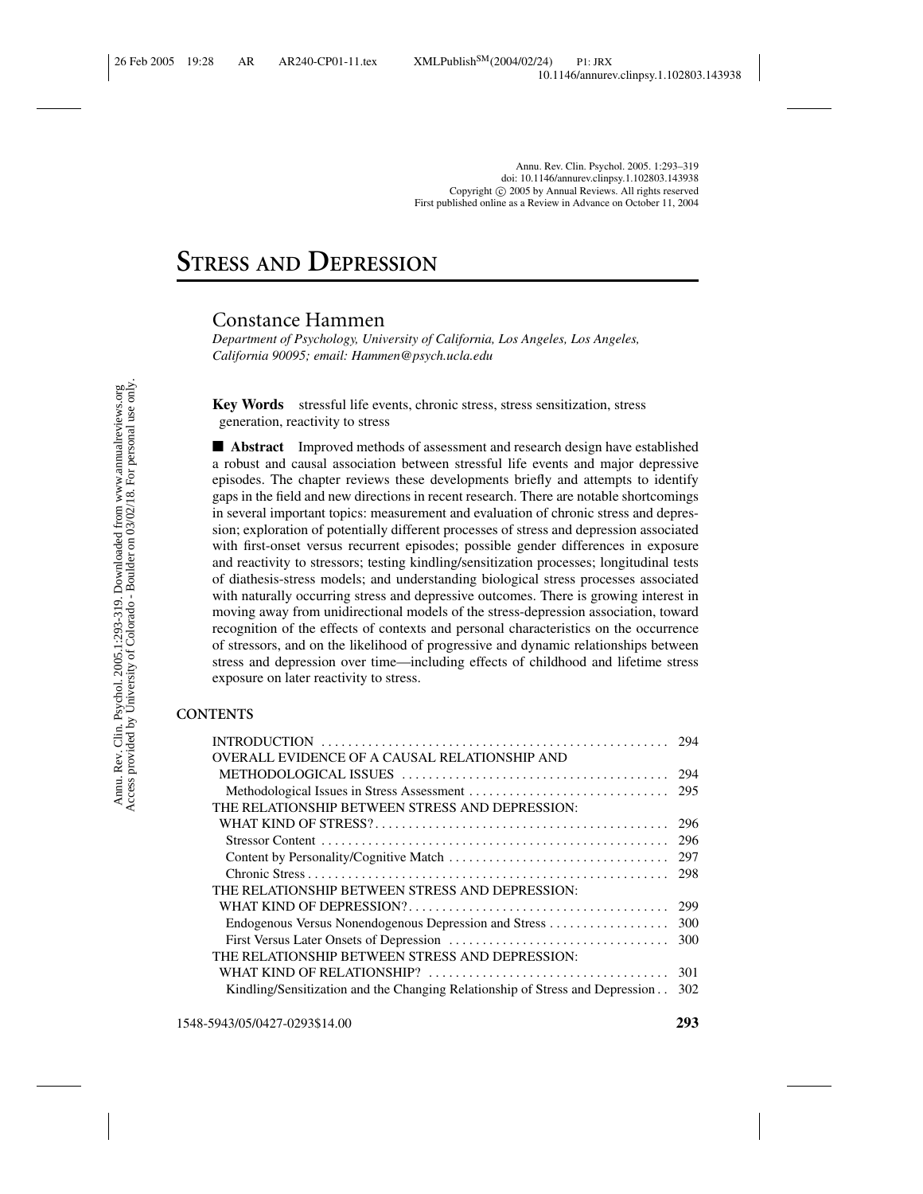# Stress and Depression

Constance Hammen

*Department of Psychology, University of California, Los Angeles, Los Angeles, California 90095; email: Hammen@psych.ucla.edu*

**Key Words** stressful life events, chronic stress, stress sensitization, stress generation, reactivity to stress

■ **Abstract** Improved methods of assessment and research design have established a robust and causal association between stressful life events and major depressive episodes. The chapter reviews these developments briefly and attempts to identify gaps in the field and new directions in recent research. There are notable shortcomings in several important topics: measurement and evaluation of chronic stress and depression; exploration of potentially different processes of stress and depression associated with first-onset versus recurrent episodes; possible gender differences in exposure and reactivity to stressors; testing kindling/sensitization processes; longitudinal tests of diathesis-stress models; and understanding biological stress processes associated with naturally occurring stress and depressive outcomes. There is growing interest in moving away from unidirectional models of the stress-depression association, toward recognition of the effects of contexts and personal characteristics on the occurrence of stressors, and on the likelihood of progressive and dynamic relationships between stress and depression over time—including effects of childhood and lifetime stress exposure on later reactivity to stress.

## CONTENTS

| | |
|---|---|
| INTRODUCTION | 294 |
| OVERALL EVIDENCE OF A CAUSAL RELATIONSHIP AND METHODOLOGICAL ISSUES | 294 |
| Methodological Issues in Stress Assessment | 295 |
| THE RELATIONSHIP BETWEEN STRESS AND DEPRESSION: WHAT KIND OF STRESS? | 296 |
| Stressor Content | 296 |
| Content by Personality/Cognitive Match | 297 |
| Chronic Stress | 298 |
| THE RELATIONSHIP BETWEEN STRESS AND DEPRESSION: WHAT KIND OF DEPRESSION? | 299 |
| Endogenous Versus Nonendogenous Depression and Stress | 300 |
| First Versus Later Onsets of Depression | 300 |
| THE RELATIONSHIP BETWEEN STRESS AND DEPRESSION: WHAT KIND OF RELATIONSHIP? | 301 |
| Kindling/Sensitization and the Changing Relationship of Stress and Depression | 302 |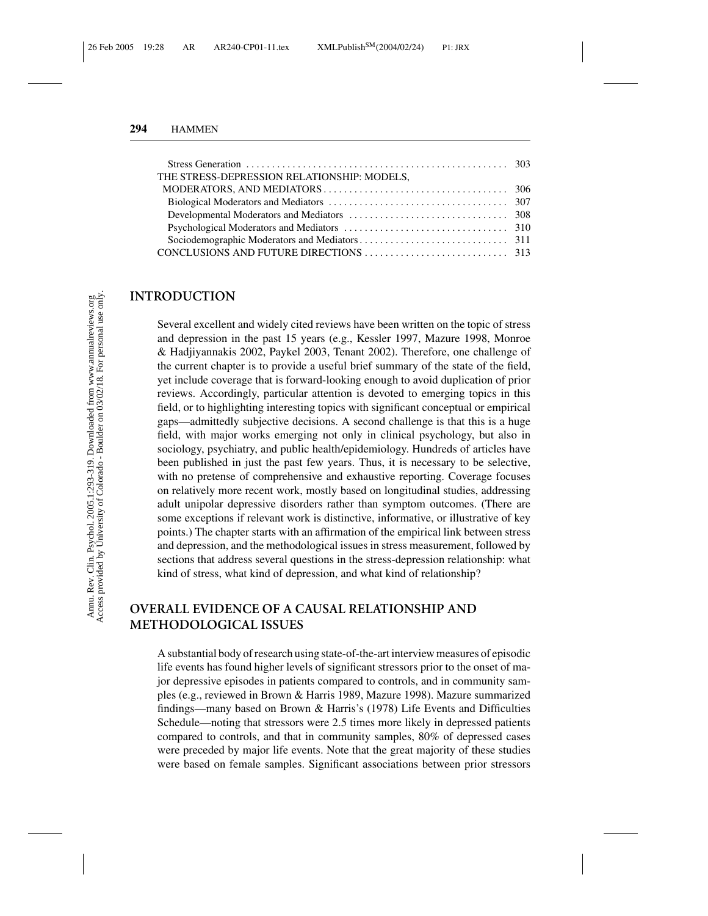Stress Generation .................................................. 303
THE STRESS-DEPRESSION RELATIONSHIP: MODELS, MODERATORS, AND MEDIATORS .................................. 306
Biological Moderators and Mediators .................................. 307
Developmental Moderators and Mediators .............................. 308
Psychological Moderators and Mediators ................................ 310
Sociodemographic Moderators and Mediators ............................ 311
CONCLUSIONS AND FUTURE DIRECTIONS ............................ 313

## INTRODUCTION

Several excellent and widely cited reviews have been written on the topic of stress and depression in the past 15 years (e.g., Kessler 1997, Mazure 1998, Monroe & Hadjiyannakis 2002, Paykel 2003, Tenant 2002). Therefore, one challenge of the current chapter is to provide a useful brief summary of the state of the field, yet include coverage that is forward-looking enough to avoid duplication of prior reviews. Accordingly, particular attention is devoted to emerging topics in this field, or to highlighting interesting topics with significant conceptual or empirical gaps—admittedly subjective decisions. A second challenge is that this is a huge field, with major works emerging not only in clinical psychology, but also in sociology, psychiatry, and public health/epidemiology. Hundreds of articles have been published in just the past few years. Thus, it is necessary to be selective, with no pretense of comprehensive and exhaustive reporting. Coverage focuses on relatively more recent work, mostly based on longitudinal studies, addressing adult unipolar depressive disorders rather than symptom outcomes. (There are some exceptions if relevant work is distinctive, informative, or illustrative of key points.) The chapter starts with an affirmation of the empirical link between stress and depression, and the methodological issues in stress measurement, followed by sections that address several questions in the stress-depression relationship: what kind of stress, what kind of depression, and what kind of relationship?

## OVERALL EVIDENCE OF A CAUSAL RELATIONSHIP AND METHODOLOGICAL ISSUES

A substantial body of research using state-of-the-art interview measures of episodic life events has found higher levels of significant stressors prior to the onset of major depressive episodes in patients compared to controls, and in community samples (e.g., reviewed in Brown & Harris 1989, Mazure 1998). Mazure summarized findings—many based on Brown & Harris's (1978) Life Events and Difficulties Schedule—noting that stressors were 2.5 times more likely in depressed patients compared to controls, and that in community samples, 80% of depressed cases were preceded by major life events. Note that the great majority of these studies were based on female samples. Significant associations between prior stressors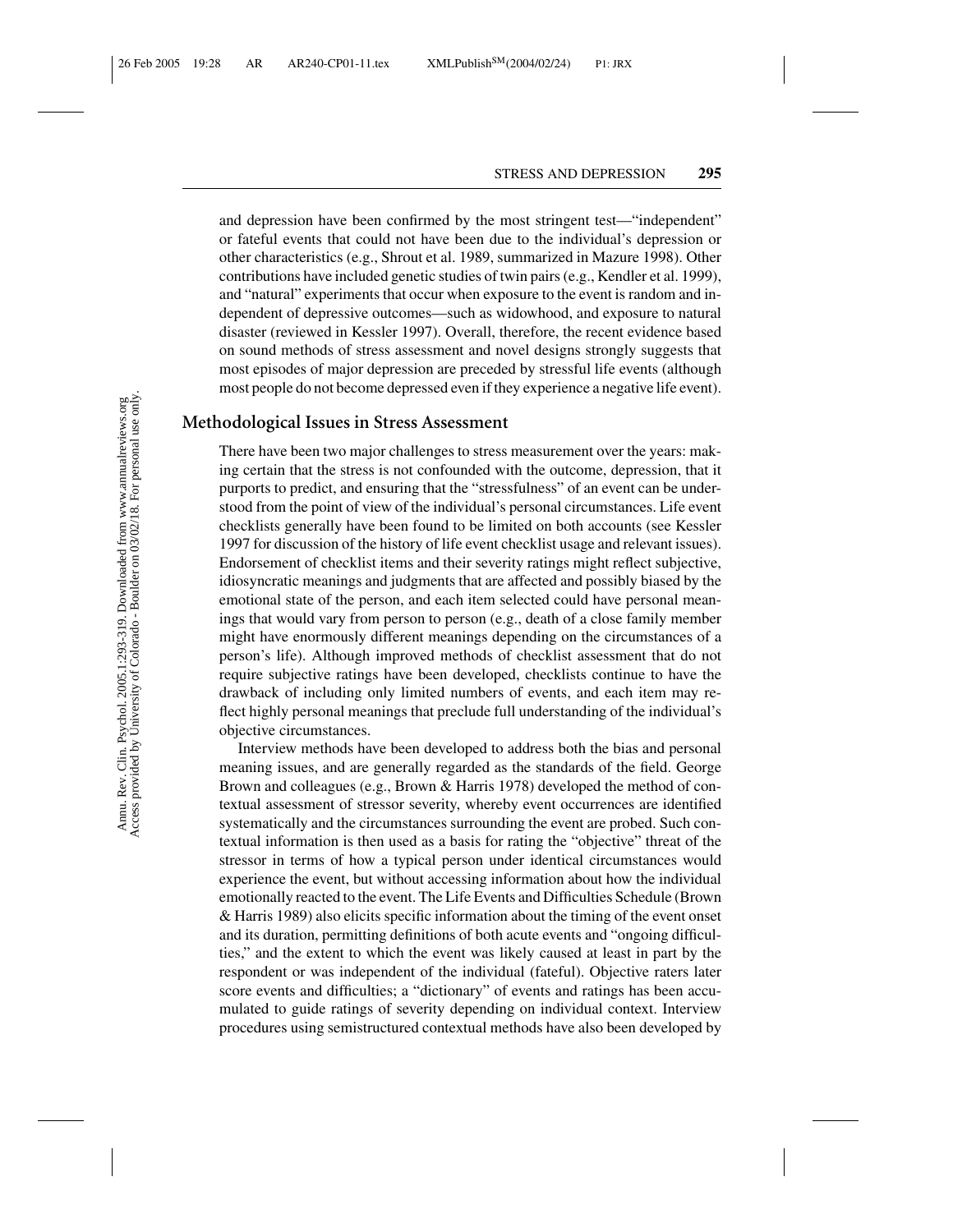and depression have been confirmed by the most stringent test—"independent" or fateful events that could not have been due to the individual's depression or other characteristics (e.g., Shrout et al. 1989, summarized in Mazure 1998). Other contributions have included genetic studies of twin pairs (e.g., Kendler et al. 1999), and "natural" experiments that occur when exposure to the event is random and independent of depressive outcomes—such as widowhood, and exposure to natural disaster (reviewed in Kessler 1997). Overall, therefore, the recent evidence based on sound methods of stress assessment and novel designs strongly suggests that most episodes of major depression are preceded by stressful life events (although most people do not become depressed even if they experience a negative life event).

## Methodological Issues in Stress Assessment

There have been two major challenges to stress measurement over the years: making certain that the stress is not confounded with the outcome, depression, that it purports to predict, and ensuring that the "stressfulness" of an event can be understood from the point of view of the individual's personal circumstances. Life event checklists generally have been found to be limited on both accounts (see Kessler 1997 for discussion of the history of life event checklist usage and relevant issues). Endorsement of checklist items and their severity ratings might reflect subjective, idiosyncratic meanings and judgments that are affected and possibly biased by the emotional state of the person, and each item selected could have personal meanings that would vary from person to person (e.g., death of a close family member might have enormously different meanings depending on the circumstances of a person's life). Although improved methods of checklist assessment that do not require subjective ratings have been developed, checklists continue to have the drawback of including only limited numbers of events, and each item may reflect highly personal meanings that preclude full understanding of the individual's objective circumstances.

Interview methods have been developed to address both the bias and personal meaning issues, and are generally regarded as the standards of the field. George Brown and colleagues (e.g., Brown & Harris 1978) developed the method of contextual assessment of stressor severity, whereby event occurrences are identified systematically and the circumstances surrounding the event are probed. Such contextual information is then used as a basis for rating the "objective" threat of the stressor in terms of how a typical person under identical circumstances would experience the event, but without accessing information about how the individual emotionally reacted to the event. The Life Events and Difficulties Schedule (Brown & Harris 1989) also elicits specific information about the timing of the event onset and its duration, permitting definitions of both acute events and "ongoing difficulties," and the extent to which the event was likely caused at least in part by the respondent or was independent of the individual (fateful). Objective raters later score events and difficulties; a "dictionary" of events and ratings has been accumulated to guide ratings of severity depending on individual context. Interview procedures using semistructured contextual methods have also been developed by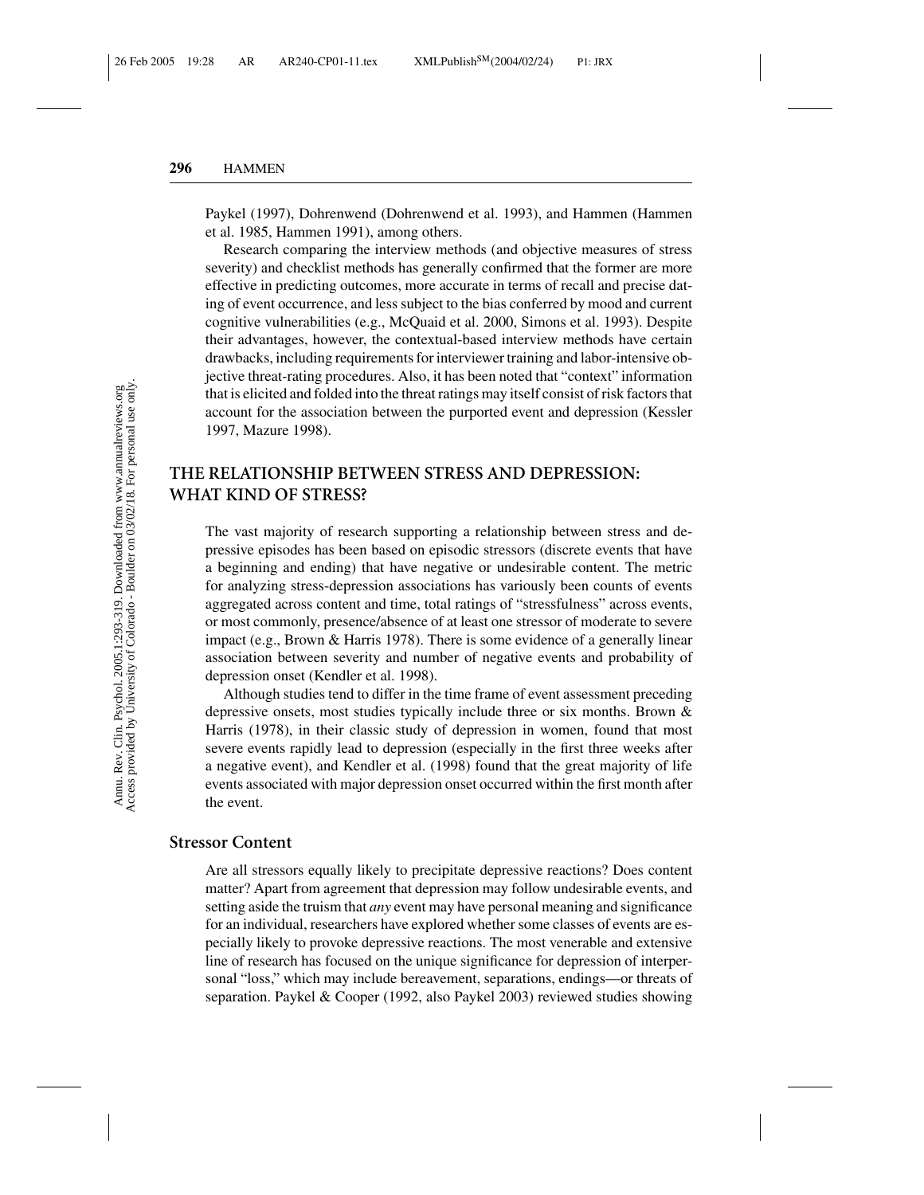Paykel (1997), Dohrenwend (Dohrenwend et al. 1993), and Hammen (Hammen et al. 1985, Hammen 1991), among others.

Research comparing the interview methods (and objective measures of stress severity) and checklist methods has generally confirmed that the former are more effective in predicting outcomes, more accurate in terms of recall and precise dating of event occurrence, and less subject to the bias conferred by mood and current cognitive vulnerabilities (e.g., McQuaid et al. 2000, Simons et al. 1993). Despite their advantages, however, the contextual-based interview methods have certain drawbacks, including requirements for interviewer training and labor-intensive objective threat-rating procedures. Also, it has been noted that "context" information that is elicited and folded into the threat ratings may itself consist of risk factors that account for the association between the purported event and depression (Kessler 1997, Mazure 1998).

## THE RELATIONSHIP BETWEEN STRESS AND DEPRESSION: WHAT KIND OF STRESS?

The vast majority of research supporting a relationship between stress and depressive episodes has been based on episodic stressors (discrete events that have a beginning and ending) that have negative or undesirable content. The metric for analyzing stress-depression associations has variously been counts of events aggregated across content and time, total ratings of "stressfulness" across events, or most commonly, presence/absence of at least one stressor of moderate to severe impact (e.g., Brown & Harris 1978). There is some evidence of a generally linear association between severity and number of negative events and probability of depression onset (Kendler et al. 1998).

Although studies tend to differ in the time frame of event assessment preceding depressive onsets, most studies typically include three or six months. Brown & Harris (1978), in their classic study of depression in women, found that most severe events rapidly lead to depression (especially in the first three weeks after a negative event), and Kendler et al. (1998) found that the great majority of life events associated with major depression onset occurred within the first month after the event.

### Stressor Content

Are all stressors equally likely to precipitate depressive reactions? Does content matter? Apart from agreement that depression may follow undesirable events, and setting aside the truism that *any* event may have personal meaning and significance for an individual, researchers have explored whether some classes of events are especially likely to provoke depressive reactions. The most venerable and extensive line of research has focused on the unique significance for depression of interpersonal "loss," which may include bereavement, separations, endings—or threats of separation. Paykel & Cooper (1992, also Paykel 2003) reviewed studies showing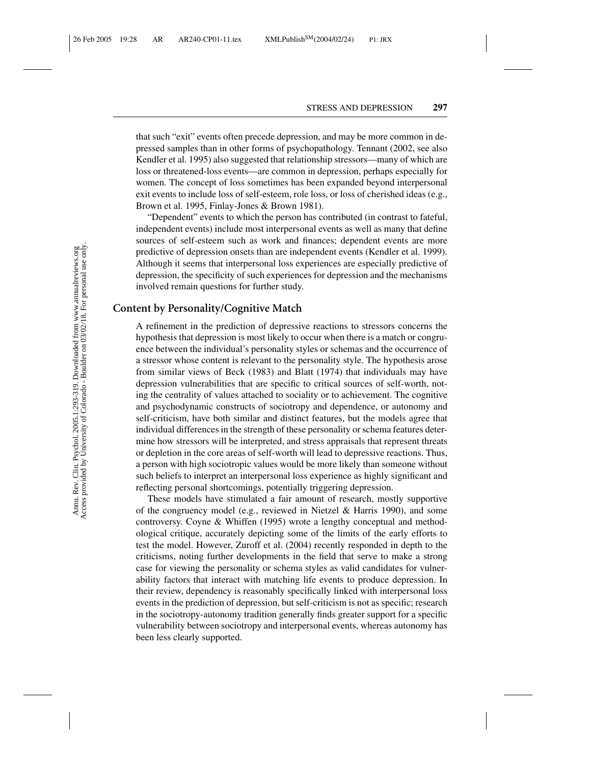that such "exit" events often precede depression, and may be more common in depressed samples than in other forms of psychopathology. Tennant (2002, see also Kendler et al. 1995) also suggested that relationship stressors—many of which are loss or threatened-loss events—are common in depression, perhaps especially for women. The concept of loss sometimes has been expanded beyond interpersonal exit events to include loss of self-esteem, role loss, or loss of cherished ideas (e.g., Brown et al. 1995, Finlay-Jones & Brown 1981).

"Dependent" events to which the person has contributed (in contrast to fateful, independent events) include most interpersonal events as well as many that define sources of self-esteem such as work and finances; dependent events are more predictive of depression onsets than are independent events (Kendler et al. 1999). Although it seems that interpersonal loss experiences are especially predictive of depression, the specificity of such experiences for depression and the mechanisms involved remain questions for further study.

## Content by Personality/Cognitive Match

A refinement in the prediction of depressive reactions to stressors concerns the hypothesis that depression is most likely to occur when there is a match or congruence between the individual's personality styles or schemas and the occurrence of a stressor whose content is relevant to the personality style. The hypothesis arose from similar views of Beck (1983) and Blatt (1974) that individuals may have depression vulnerabilities that are specific to critical sources of self-worth, noting the centrality of values attached to sociality or to achievement. The cognitive and psychodynamic constructs of sociotropy and dependence, or autonomy and self-criticism, have both similar and distinct features, but the models agree that individual differences in the strength of these personality or schema features determine how stressors will be interpreted, and stress appraisals that represent threats or depletion in the core areas of self-worth will lead to depressive reactions. Thus, a person with high sociotropic values would be more likely than someone without such beliefs to interpret an interpersonal loss experience as highly significant and reflecting personal shortcomings, potentially triggering depression.

These models have stimulated a fair amount of research, mostly supportive of the congruency model (e.g., reviewed in Nietzel & Harris 1990), and some controversy. Coyne & Whiffen (1995) wrote a lengthy conceptual and methodological critique, accurately depicting some of the limits of the early efforts to test the model. However, Zuroff et al. (2004) recently responded in depth to the criticisms, noting further developments in the field that serve to make a strong case for viewing the personality or schema styles as valid candidates for vulnerability factors that interact with matching life events to produce depression. In their review, dependency is reasonably specifically linked with interpersonal loss events in the prediction of depression, but self-criticism is not as specific; research in the sociotropy-autonomy tradition generally finds greater support for a specific vulnerability between sociotropy and interpersonal events, whereas autonomy has been less clearly supported.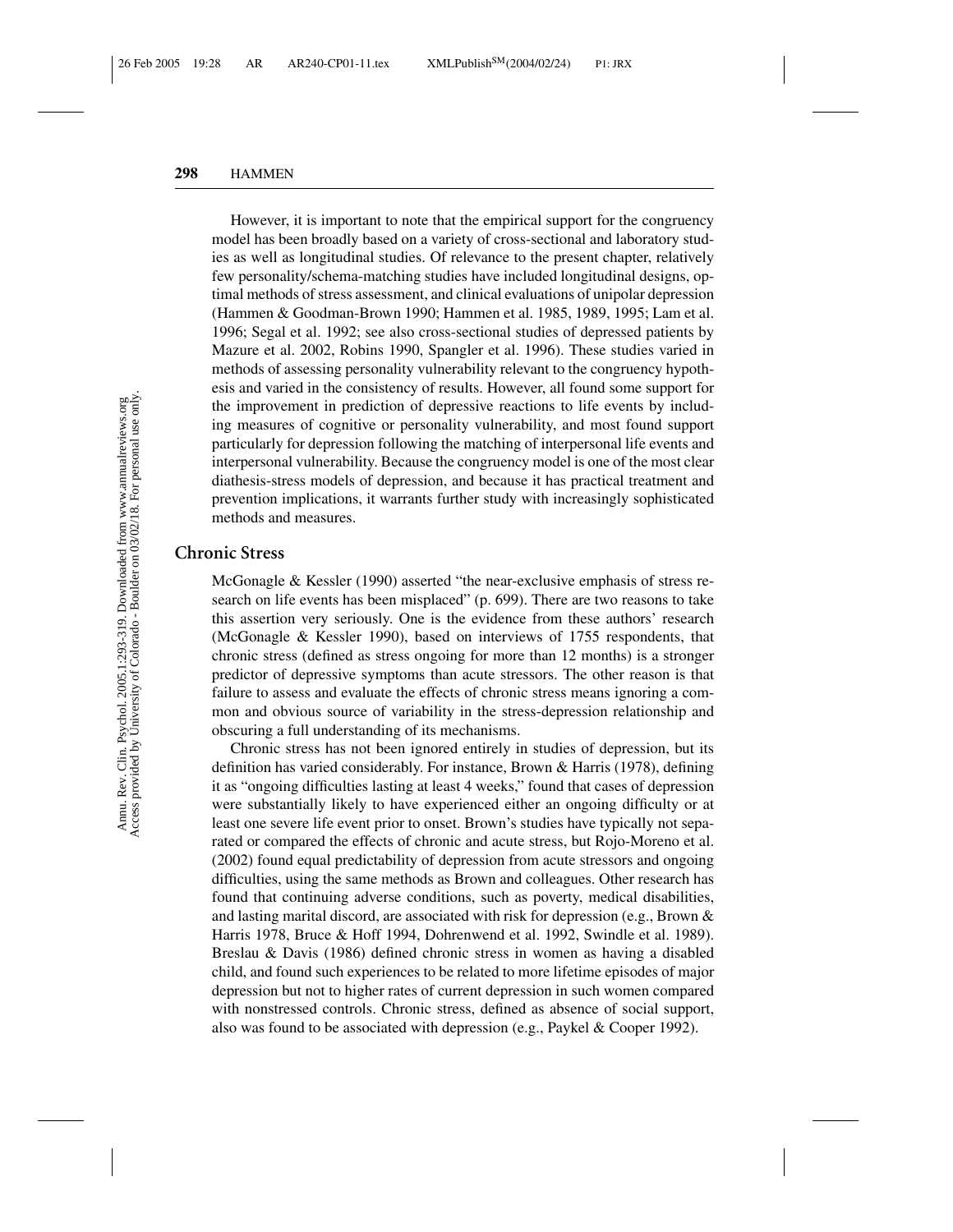However, it is important to note that the empirical support for the congruency model has been broadly based on a variety of cross-sectional and laboratory studies as well as longitudinal studies. Of relevance to the present chapter, relatively few personality/schema-matching studies have included longitudinal designs, optimal methods of stress assessment, and clinical evaluations of unipolar depression (Hammen & Goodman-Brown 1990; Hammen et al. 1985, 1989, 1995; Lam et al. 1996; Segal et al. 1992; see also cross-sectional studies of depressed patients by Mazure et al. 2002, Robins 1990, Spangler et al. 1996). These studies varied in methods of assessing personality vulnerability relevant to the congruency hypothesis and varied in the consistency of results. However, all found some support for the improvement in prediction of depressive reactions to life events by including measures of cognitive or personality vulnerability, and most found support particularly for depression following the matching of interpersonal life events and interpersonal vulnerability. Because the congruency model is one of the most clear diathesis-stress models of depression, and because it has practical treatment and prevention implications, it warrants further study with increasingly sophisticated methods and measures.

## Chronic Stress

McGonagle & Kessler (1990) asserted "the near-exclusive emphasis of stress research on life events has been misplaced" (p. 699). There are two reasons to take this assertion very seriously. One is the evidence from these authors' research (McGonagle & Kessler 1990), based on interviews of 1755 respondents, that chronic stress (defined as stress ongoing for more than 12 months) is a stronger predictor of depressive symptoms than acute stressors. The other reason is that failure to assess and evaluate the effects of chronic stress means ignoring a common and obvious source of variability in the stress-depression relationship and obscuring a full understanding of its mechanisms.

Chronic stress has not been ignored entirely in studies of depression, but its definition has varied considerably. For instance, Brown & Harris (1978), defining it as "ongoing difficulties lasting at least 4 weeks," found that cases of depression were substantially likely to have experienced either an ongoing difficulty or at least one severe life event prior to onset. Brown's studies have typically not separated or compared the effects of chronic and acute stress, but Rojo-Moreno et al. (2002) found equal predictability of depression from acute stressors and ongoing difficulties, using the same methods as Brown and colleagues. Other research has found that continuing adverse conditions, such as poverty, medical disabilities, and lasting marital discord, are associated with risk for depression (e.g., Brown & Harris 1978, Bruce & Hoff 1994, Dohrenwend et al. 1992, Swindle et al. 1989). Breslau & Davis (1986) defined chronic stress in women as having a disabled child, and found such experiences to be related to more lifetime episodes of major depression but not to higher rates of current depression in such women compared with nonstressed controls. Chronic stress, defined as absence of social support, also was found to be associated with depression (e.g., Paykel & Cooper 1992).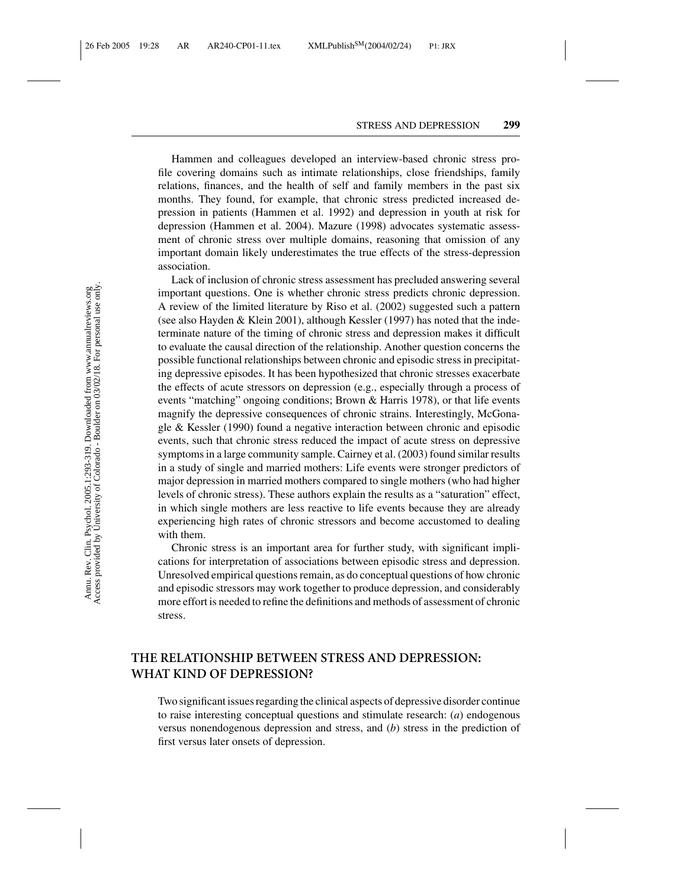Hammen and colleagues developed an interview-based chronic stress profile covering domains such as intimate relationships, close friendships, family relations, finances, and the health of self and family members in the past six months. They found, for example, that chronic stress predicted increased depression in patients (Hammen et al. 1992) and depression in youth at risk for depression (Hammen et al. 2004). Mazure (1998) advocates systematic assessment of chronic stress over multiple domains, reasoning that omission of any important domain likely underestimates the true effects of the stress-depression association.

Lack of inclusion of chronic stress assessment has precluded answering several important questions. One is whether chronic stress predicts chronic depression. A review of the limited literature by Riso et al. (2002) suggested such a pattern (see also Hayden & Klein 2001), although Kessler (1997) has noted that the indeterminate nature of the timing of chronic stress and depression makes it difficult to evaluate the causal direction of the relationship. Another question concerns the possible functional relationships between chronic and episodic stress in precipitating depressive episodes. It has been hypothesized that chronic stresses exacerbate the effects of acute stressors on depression (e.g., especially through a process of events "matching" ongoing conditions; Brown & Harris 1978), or that life events magnify the depressive consequences of chronic strains. Interestingly, McGonagle & Kessler (1990) found a negative interaction between chronic and episodic events, such that chronic stress reduced the impact of acute stress on depressive symptoms in a large community sample. Cairney et al. (2003) found similar results in a study of single and married mothers: Life events were stronger predictors of major depression in married mothers compared to single mothers (who had higher levels of chronic stress). These authors explain the results as a "saturation" effect, in which single mothers are less reactive to life events because they are already experiencing high rates of chronic stressors and become accustomed to dealing with them.

Chronic stress is an important area for further study, with significant implications for interpretation of associations between episodic stress and depression. Unresolved empirical questions remain, as do conceptual questions of how chronic and episodic stressors may work together to produce depression, and considerably more effort is needed to refine the definitions and methods of assessment of chronic stress.

## THE RELATIONSHIP BETWEEN STRESS AND DEPRESSION: WHAT KIND OF DEPRESSION?

Two significant issues regarding the clinical aspects of depressive disorder continue to raise interesting conceptual questions and stimulate research: (*a*) endogenous versus nonendogenous depression and stress, and (*b*) stress in the prediction of first versus later onsets of depression.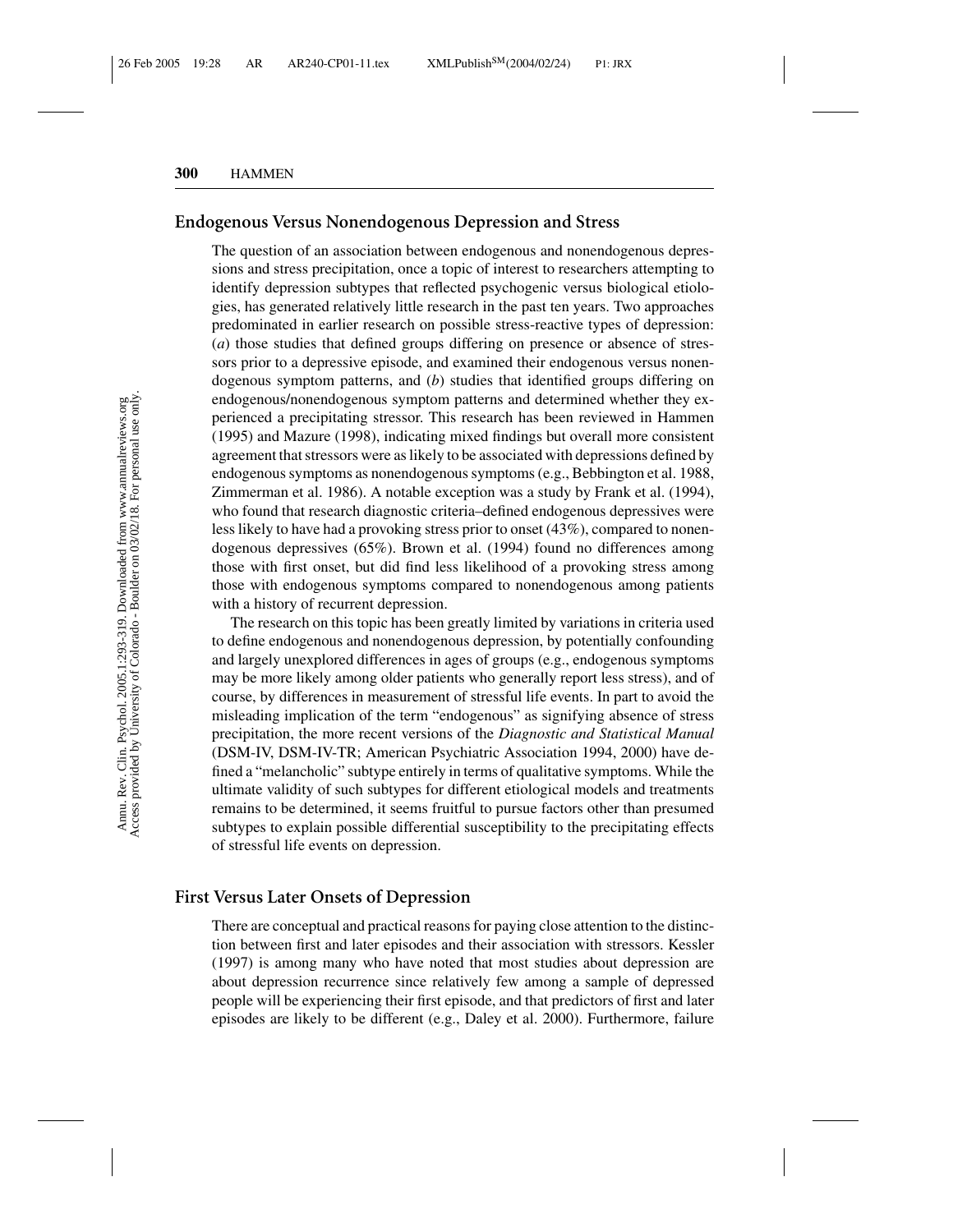## Endogenous Versus Nonendogenous Depression and Stress

The question of an association between endogenous and nonendogenous depressions and stress precipitation, once a topic of interest to researchers attempting to identify depression subtypes that reflected psychogenic versus biological etiologies, has generated relatively little research in the past ten years. Two approaches predominated in earlier research on possible stress-reactive types of depression: (*a*) those studies that defined groups differing on presence or absence of stressors prior to a depressive episode, and examined their endogenous versus nonendogenous symptom patterns, and (*b*) studies that identified groups differing on endogenous/nonendogenous symptom patterns and determined whether they experienced a precipitating stressor. This research has been reviewed in Hammen (1995) and Mazure (1998), indicating mixed findings but overall more consistent agreement that stressors were as likely to be associated with depressions defined by endogenous symptoms as nonendogenous symptoms (e.g., Bebbington et al. 1988, Zimmerman et al. 1986). A notable exception was a study by Frank et al. (1994), who found that research diagnostic criteria–defined endogenous depressives were less likely to have had a provoking stress prior to onset (43%), compared to nonendogenous depressives (65%). Brown et al. (1994) found no differences among those with first onset, but did find less likelihood of a provoking stress among those with endogenous symptoms compared to nonendogenous among patients with a history of recurrent depression.

The research on this topic has been greatly limited by variations in criteria used to define endogenous and nonendogenous depression, by potentially confounding and largely unexplored differences in ages of groups (e.g., endogenous symptoms may be more likely among older patients who generally report less stress), and of course, by differences in measurement of stressful life events. In part to avoid the misleading implication of the term "endogenous" as signifying absence of stress precipitation, the more recent versions of the *Diagnostic and Statistical Manual* (DSM-IV, DSM-IV-TR; American Psychiatric Association 1994, 2000) have defined a "melancholic" subtype entirely in terms of qualitative symptoms. While the ultimate validity of such subtypes for different etiological models and treatments remains to be determined, it seems fruitful to pursue factors other than presumed subtypes to explain possible differential susceptibility to the precipitating effects of stressful life events on depression.

## First Versus Later Onsets of Depression

There are conceptual and practical reasons for paying close attention to the distinction between first and later episodes and their association with stressors. Kessler (1997) is among many who have noted that most studies about depression are about depression recurrence since relatively few among a sample of depressed people will be experiencing their first episode, and that predictors of first and later episodes are likely to be different (e.g., Daley et al. 2000). Furthermore, failure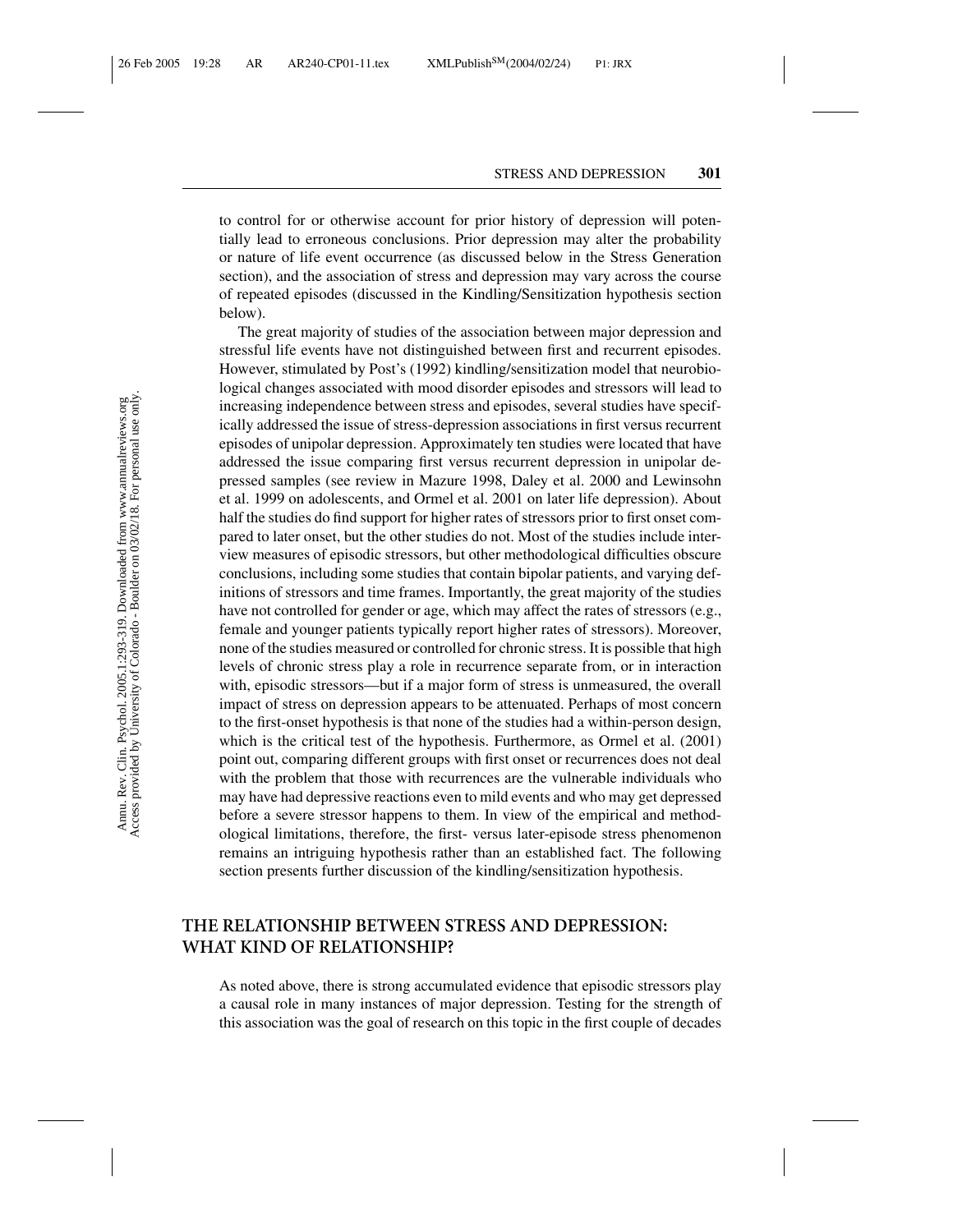to control for or otherwise account for prior history of depression will potentially lead to erroneous conclusions. Prior depression may alter the probability or nature of life event occurrence (as discussed below in the Stress Generation section), and the association of stress and depression may vary across the course of repeated episodes (discussed in the Kindling/Sensitization hypothesis section below).

The great majority of studies of the association between major depression and stressful life events have not distinguished between first and recurrent episodes. However, stimulated by Post's (1992) kindling/sensitization model that neurobiological changes associated with mood disorder episodes and stressors will lead to increasing independence between stress and episodes, several studies have specifically addressed the issue of stress-depression associations in first versus recurrent episodes of unipolar depression. Approximately ten studies were located that have addressed the issue comparing first versus recurrent depression in unipolar depressed samples (see review in Mazure 1998, Daley et al. 2000 and Lewinsohn et al. 1999 on adolescents, and Ormel et al. 2001 on later life depression). About half the studies do find support for higher rates of stressors prior to first onset compared to later onset, but the other studies do not. Most of the studies include interview measures of episodic stressors, but other methodological difficulties obscure conclusions, including some studies that contain bipolar patients, and varying definitions of stressors and time frames. Importantly, the great majority of the studies have not controlled for gender or age, which may affect the rates of stressors (e.g., female and younger patients typically report higher rates of stressors). Moreover, none of the studies measured or controlled for chronic stress. It is possible that high levels of chronic stress play a role in recurrence separate from, or in interaction with, episodic stressors—but if a major form of stress is unmeasured, the overall impact of stress on depression appears to be attenuated. Perhaps of most concern to the first-onset hypothesis is that none of the studies had a within-person design, which is the critical test of the hypothesis. Furthermore, as Ormel et al. (2001) point out, comparing different groups with first onset or recurrences does not deal with the problem that those with recurrences are the vulnerable individuals who may have had depressive reactions even to mild events and who may get depressed before a severe stressor happens to them. In view of the empirical and methodological limitations, therefore, the first- versus later-episode stress phenomenon remains an intriguing hypothesis rather than an established fact. The following section presents further discussion of the kindling/sensitization hypothesis.

## THE RELATIONSHIP BETWEEN STRESS AND DEPRESSION: WHAT KIND OF RELATIONSHIP?

As noted above, there is strong accumulated evidence that episodic stressors play a causal role in many instances of major depression. Testing for the strength of this association was the goal of research on this topic in the first couple of decades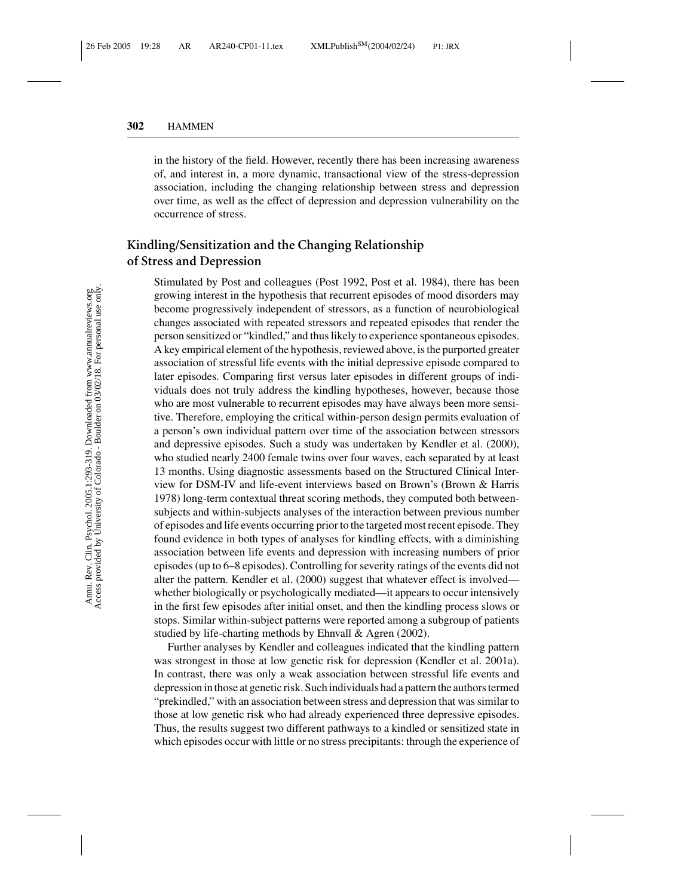in the history of the field. However, recently there has been increasing awareness of, and interest in, a more dynamic, transactional view of the stress-depression association, including the changing relationship between stress and depression over time, as well as the effect of depression and depression vulnerability on the occurrence of stress.

## Kindling/Sensitization and the Changing Relationship of Stress and Depression

Stimulated by Post and colleagues (Post 1992, Post et al. 1984), there has been growing interest in the hypothesis that recurrent episodes of mood disorders may become progressively independent of stressors, as a function of neurobiological changes associated with repeated stressors and repeated episodes that render the person sensitized or "kindled," and thus likely to experience spontaneous episodes. A key empirical element of the hypothesis, reviewed above, is the purported greater association of stressful life events with the initial depressive episode compared to later episodes. Comparing first versus later episodes in different groups of individuals does not truly address the kindling hypotheses, however, because those who are most vulnerable to recurrent episodes may have always been more sensitive. Therefore, employing the critical within-person design permits evaluation of a person's own individual pattern over time of the association between stressors and depressive episodes. Such a study was undertaken by Kendler et al. (2000), who studied nearly 2400 female twins over four waves, each separated by at least 13 months. Using diagnostic assessments based on the Structured Clinical Interview for DSM-IV and life-event interviews based on Brown's (Brown & Harris 1978) long-term contextual threat scoring methods, they computed both between-subjects and within-subjects analyses of the interaction between previous number of episodes and life events occurring prior to the targeted most recent episode. They found evidence in both types of analyses for kindling effects, with a diminishing association between life events and depression with increasing numbers of prior episodes (up to 6–8 episodes). Controlling for severity ratings of the events did not alter the pattern. Kendler et al. (2000) suggest that whatever effect is involved—whether biologically or psychologically mediated—it appears to occur intensively in the first few episodes after initial onset, and then the kindling process slows or stops. Similar within-subject patterns were reported among a subgroup of patients studied by life-charting methods by Ehnvall & Agren (2002).

Further analyses by Kendler and colleagues indicated that the kindling pattern was strongest in those at low genetic risk for depression (Kendler et al. 2001a). In contrast, there was only a weak association between stressful life events and depression in those at genetic risk. Such individuals had a pattern the authors termed "prekindled," with an association between stress and depression that was similar to those at low genetic risk who had already experienced three depressive episodes. Thus, the results suggest two different pathways to a kindled or sensitized state in which episodes occur with little or no stress precipitants: through the experience of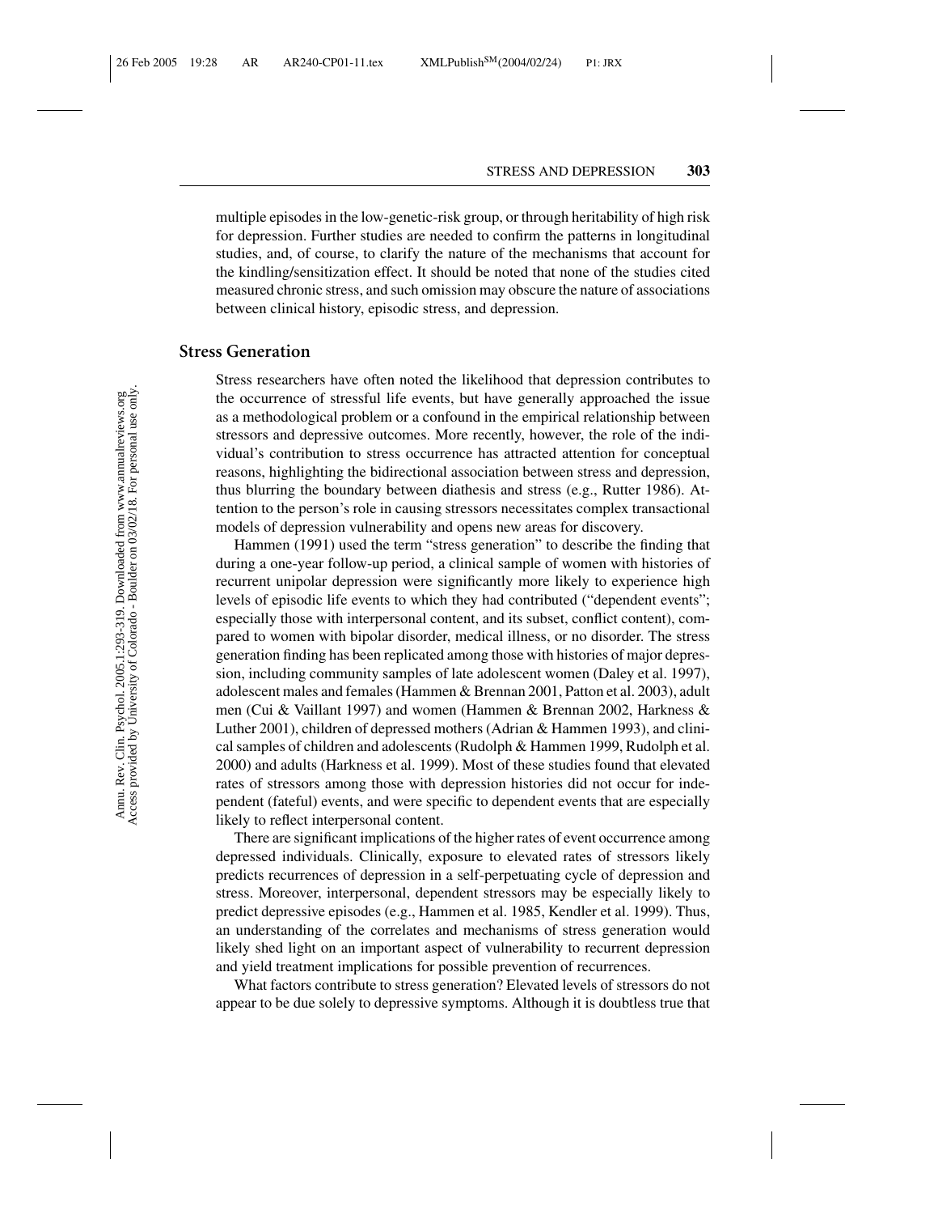multiple episodes in the low-genetic-risk group, or through heritability of high risk for depression. Further studies are needed to confirm the patterns in longitudinal studies, and, of course, to clarify the nature of the mechanisms that account for the kindling/sensitization effect. It should be noted that none of the studies cited measured chronic stress, and such omission may obscure the nature of associations between clinical history, episodic stress, and depression.

## Stress Generation

Stress researchers have often noted the likelihood that depression contributes to the occurrence of stressful life events, but have generally approached the issue as a methodological problem or a confound in the empirical relationship between stressors and depressive outcomes. More recently, however, the role of the individual's contribution to stress occurrence has attracted attention for conceptual reasons, highlighting the bidirectional association between stress and depression, thus blurring the boundary between diathesis and stress (e.g., Rutter 1986). Attention to the person's role in causing stressors necessitates complex transactional models of depression vulnerability and opens new areas for discovery.

Hammen (1991) used the term "stress generation" to describe the finding that during a one-year follow-up period, a clinical sample of women with histories of recurrent unipolar depression were significantly more likely to experience high levels of episodic life events to which they had contributed ("dependent events"; especially those with interpersonal content, and its subset, conflict content), compared to women with bipolar disorder, medical illness, or no disorder. The stress generation finding has been replicated among those with histories of major depression, including community samples of late adolescent women (Daley et al. 1997), adolescent males and females (Hammen & Brennan 2001, Patton et al. 2003), adult men (Cui & Vaillant 1997) and women (Hammen & Brennan 2002, Harkness & Luther 2001), children of depressed mothers (Adrian & Hammen 1993), and clinical samples of children and adolescents (Rudolph & Hammen 1999, Rudolph et al. 2000) and adults (Harkness et al. 1999). Most of these studies found that elevated rates of stressors among those with depression histories did not occur for independent (fateful) events, and were specific to dependent events that are especially likely to reflect interpersonal content.

There are significant implications of the higher rates of event occurrence among depressed individuals. Clinically, exposure to elevated rates of stressors likely predicts recurrences of depression in a self-perpetuating cycle of depression and stress. Moreover, interpersonal, dependent stressors may be especially likely to predict depressive episodes (e.g., Hammen et al. 1985, Kendler et al. 1999). Thus, an understanding of the correlates and mechanisms of stress generation would likely shed light on an important aspect of vulnerability to recurrent depression and yield treatment implications for possible prevention of recurrences.

What factors contribute to stress generation? Elevated levels of stressors do not appear to be due solely to depressive symptoms. Although it is doubtless true that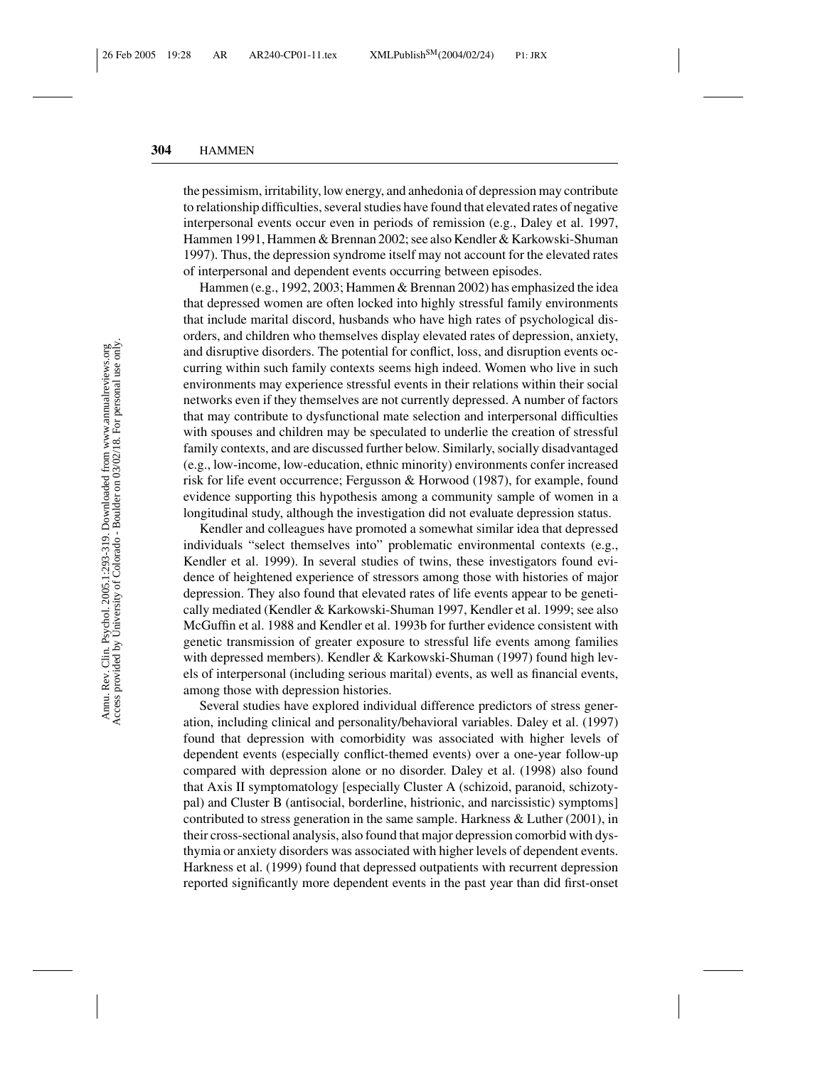the pessimism, irritability, low energy, and anhedonia of depression may contribute to relationship difficulties, several studies have found that elevated rates of negative interpersonal events occur even in periods of remission (e.g., Daley et al. 1997, Hammen 1991, Hammen & Brennan 2002; see also Kendler & Karkowski-Shuman 1997). Thus, the depression syndrome itself may not account for the elevated rates of interpersonal and dependent events occurring between episodes.

Hammen (e.g., 1992, 2003; Hammen & Brennan 2002) has emphasized the idea that depressed women are often locked into highly stressful family environments that include marital discord, husbands who have high rates of psychological disorders, and children who themselves display elevated rates of depression, anxiety, and disruptive disorders. The potential for conflict, loss, and disruption events occurring within such family contexts seems high indeed. Women who live in such environments may experience stressful events in their relations within their social networks even if they themselves are not currently depressed. A number of factors that may contribute to dysfunctional mate selection and interpersonal difficulties with spouses and children may be speculated to underlie the creation of stressful family contexts, and are discussed further below. Similarly, socially disadvantaged (e.g., low-income, low-education, ethnic minority) environments confer increased risk for life event occurrence; Fergusson & Horwood (1987), for example, found evidence supporting this hypothesis among a community sample of women in a longitudinal study, although the investigation did not evaluate depression status.

Kendler and colleagues have promoted a somewhat similar idea that depressed individuals "select themselves into" problematic environmental contexts (e.g., Kendler et al. 1999). In several studies of twins, these investigators found evidence of heightened experience of stressors among those with histories of major depression. They also found that elevated rates of life events appear to be genetically mediated (Kendler & Karkowski-Shuman 1997, Kendler et al. 1999; see also McGuffin et al. 1988 and Kendler et al. 1993b for further evidence consistent with genetic transmission of greater exposure to stressful life events among families with depressed members). Kendler & Karkowski-Shuman (1997) found high levels of interpersonal (including serious marital) events, as well as financial events, among those with depression histories.

Several studies have explored individual difference predictors of stress generation, including clinical and personality/behavioral variables. Daley et al. (1997) found that depression with comorbidity was associated with higher levels of dependent events (especially conflict-themed events) over a one-year follow-up compared with depression alone or no disorder. Daley et al. (1998) also found that Axis II symptomatology [especially Cluster A (schizoid, paranoid, schizotypal) and Cluster B (antisocial, borderline, histrionic, and narcissistic) symptoms] contributed to stress generation in the same sample. Harkness & Luther (2001), in their cross-sectional analysis, also found that major depression comorbid with dysthymia or anxiety disorders was associated with higher levels of dependent events. Harkness et al. (1999) found that depressed outpatients with recurrent depression reported significantly more dependent events in the past year than did first-onset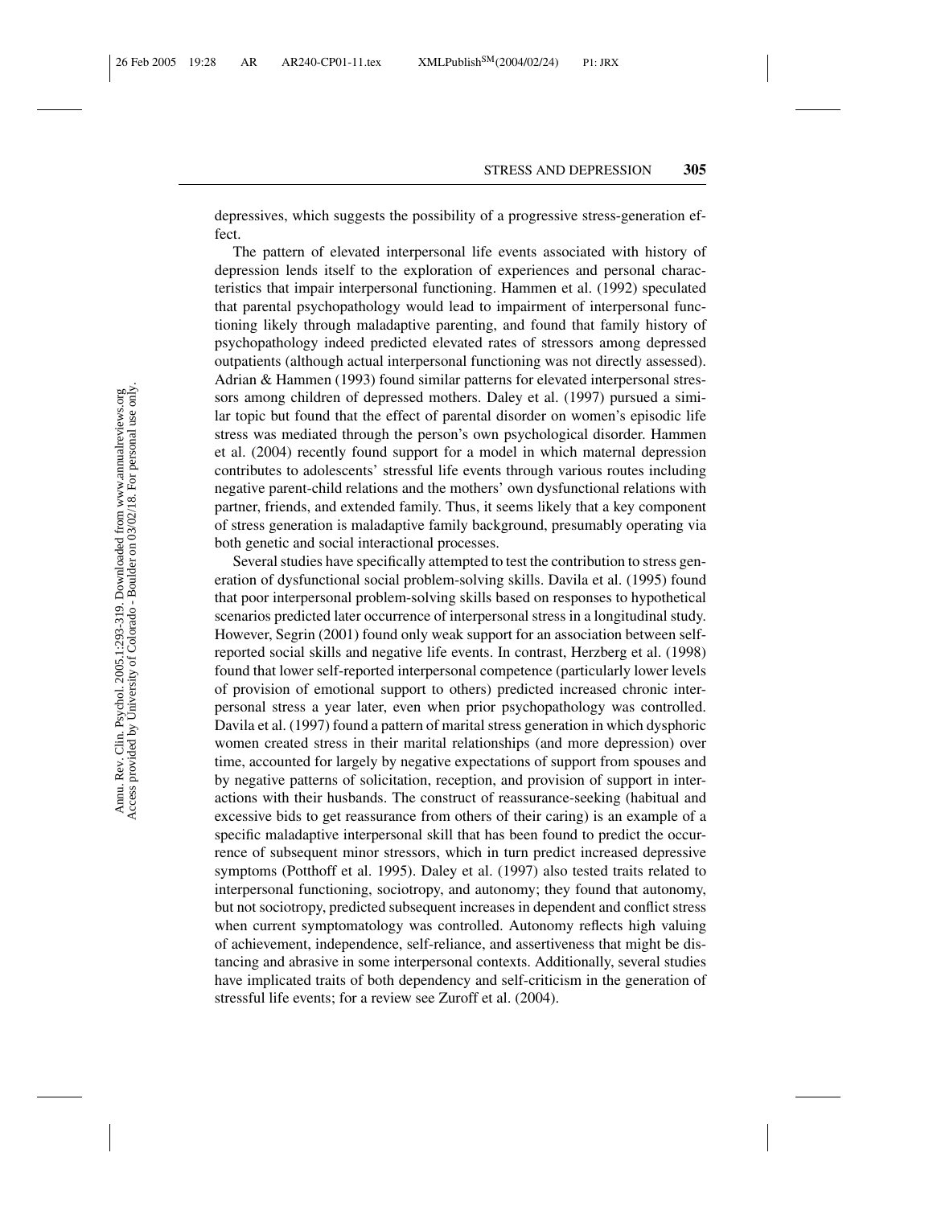depressives, which suggests the possibility of a progressive stress-generation effect.

The pattern of elevated interpersonal life events associated with history of depression lends itself to the exploration of experiences and personal characteristics that impair interpersonal functioning. Hammen et al. (1992) speculated that parental psychopathology would lead to impairment of interpersonal functioning likely through maladaptive parenting, and found that family history of psychopathology indeed predicted elevated rates of stressors among depressed outpatients (although actual interpersonal functioning was not directly assessed). Adrian & Hammen (1993) found similar patterns for elevated interpersonal stressors among children of depressed mothers. Daley et al. (1997) pursued a similar topic but found that the effect of parental disorder on women's episodic life stress was mediated through the person's own psychological disorder. Hammen et al. (2004) recently found support for a model in which maternal depression contributes to adolescents' stressful life events through various routes including negative parent-child relations and the mothers' own dysfunctional relations with partner, friends, and extended family. Thus, it seems likely that a key component of stress generation is maladaptive family background, presumably operating via both genetic and social interactional processes.

Several studies have specifically attempted to test the contribution to stress generation of dysfunctional social problem-solving skills. Davila et al. (1995) found that poor interpersonal problem-solving skills based on responses to hypothetical scenarios predicted later occurrence of interpersonal stress in a longitudinal study. However, Segrin (2001) found only weak support for an association between self-reported social skills and negative life events. In contrast, Herzberg et al. (1998) found that lower self-reported interpersonal competence (particularly lower levels of provision of emotional support to others) predicted increased chronic interpersonal stress a year later, even when prior psychopathology was controlled. Davila et al. (1997) found a pattern of marital stress generation in which dysphoric women created stress in their marital relationships (and more depression) over time, accounted for largely by negative expectations of support from spouses and by negative patterns of solicitation, reception, and provision of support in interactions with their husbands. The construct of reassurance-seeking (habitual and excessive bids to get reassurance from others of their caring) is an example of a specific maladaptive interpersonal skill that has been found to predict the occurrence of subsequent minor stressors, which in turn predict increased depressive symptoms (Potthoff et al. 1995). Daley et al. (1997) also tested traits related to interpersonal functioning, sociotropy, and autonomy; they found that autonomy, but not sociotropy, predicted subsequent increases in dependent and conflict stress when current symptomatology was controlled. Autonomy reflects high valuing of achievement, independence, self-reliance, and assertiveness that might be distancing and abrasive in some interpersonal contexts. Additionally, several studies have implicated traits of both dependency and self-criticism in the generation of stressful life events; for a review see Zuroff et al. (2004).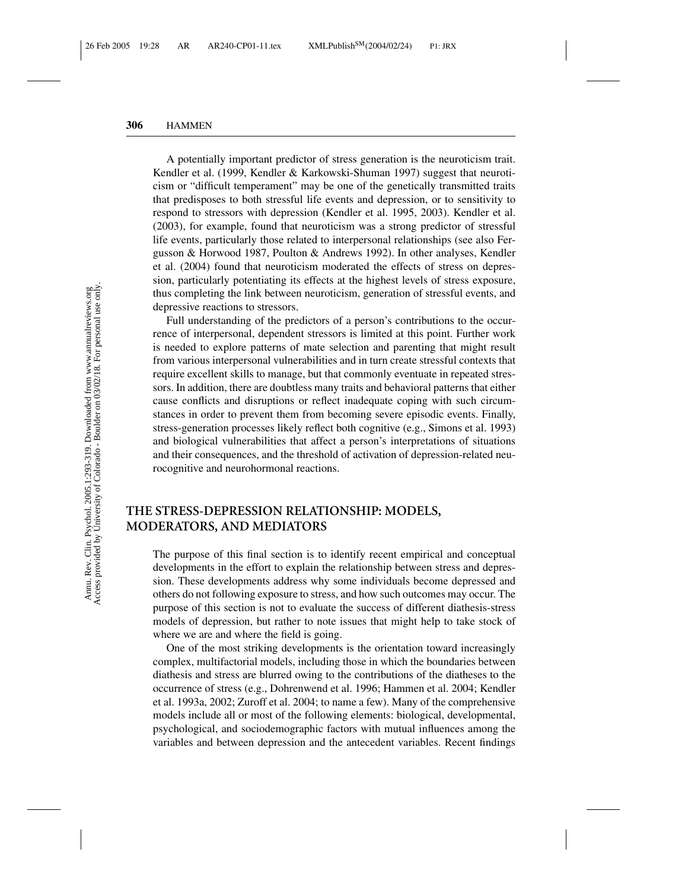A potentially important predictor of stress generation is the neuroticism trait. Kendler et al. (1999, Kendler & Karkowski-Shuman 1997) suggest that neuroticism or "difficult temperament" may be one of the genetically transmitted traits that predisposes to both stressful life events and depression, or to sensitivity to respond to stressors with depression (Kendler et al. 1995, 2003). Kendler et al. (2003), for example, found that neuroticism was a strong predictor of stressful life events, particularly those related to interpersonal relationships (see also Fergusson & Horwood 1987, Poulton & Andrews 1992). In other analyses, Kendler et al. (2004) found that neuroticism moderated the effects of stress on depression, particularly potentiating its effects at the highest levels of stress exposure, thus completing the link between neuroticism, generation of stressful events, and depressive reactions to stressors.

Full understanding of the predictors of a person's contributions to the occurrence of interpersonal, dependent stressors is limited at this point. Further work is needed to explore patterns of mate selection and parenting that might result from various interpersonal vulnerabilities and in turn create stressful contexts that require excellent skills to manage, but that commonly eventuate in repeated stressors. In addition, there are doubtless many traits and behavioral patterns that either cause conflicts and disruptions or reflect inadequate coping with such circumstances in order to prevent them from becoming severe episodic events. Finally, stress-generation processes likely reflect both cognitive (e.g., Simons et al. 1993) and biological vulnerabilities that affect a person's interpretations of situations and their consequences, and the threshold of activation of depression-related neurocognitive and neurohormonal reactions.

## THE STRESS-DEPRESSION RELATIONSHIP: MODELS, MODERATORS, AND MEDIATORS

The purpose of this final section is to identify recent empirical and conceptual developments in the effort to explain the relationship between stress and depression. These developments address why some individuals become depressed and others do not following exposure to stress, and how such outcomes may occur. The purpose of this section is not to evaluate the success of different diathesis-stress models of depression, but rather to note issues that might help to take stock of where we are and where the field is going.

One of the most striking developments is the orientation toward increasingly complex, multifactorial models, including those in which the boundaries between diathesis and stress are blurred owing to the contributions of the diatheses to the occurrence of stress (e.g., Dohrenwend et al. 1996; Hammen et al. 2004; Kendler et al. 1993a, 2002; Zuroff et al. 2004; to name a few). Many of the comprehensive models include all or most of the following elements: biological, developmental, psychological, and sociodemographic factors with mutual influences among the variables and between depression and the antecedent variables. Recent findings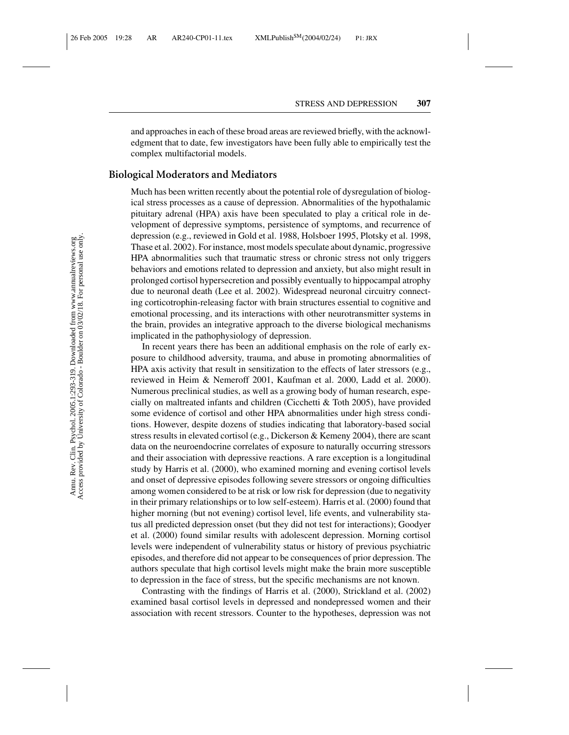and approaches in each of these broad areas are reviewed briefly, with the acknowledgment that to date, few investigators have been fully able to empirically test the complex multifactorial models.

### Biological Moderators and Mediators

Much has been written recently about the potential role of dysregulation of biological stress processes as a cause of depression. Abnormalities of the hypothalamic pituitary adrenal (HPA) axis have been speculated to play a critical role in development of depressive symptoms, persistence of symptoms, and recurrence of depression (e.g., reviewed in Gold et al. 1988, Holsboer 1995, Plotsky et al. 1998, Thase et al. 2002). For instance, most models speculate about dynamic, progressive HPA abnormalities such that traumatic stress or chronic stress not only triggers behaviors and emotions related to depression and anxiety, but also might result in prolonged cortisol hypersecretion and possibly eventually to hippocampal atrophy due to neuronal death (Lee et al. 2002). Widespread neuronal circuitry connecting corticotrophin-releasing factor with brain structures essential to cognitive and emotional processing, and its interactions with other neurotransmitter systems in the brain, provides an integrative approach to the diverse biological mechanisms implicated in the pathophysiology of depression.

In recent years there has been an additional emphasis on the role of early exposure to childhood adversity, trauma, and abuse in promoting abnormalities of HPA axis activity that result in sensitization to the effects of later stressors (e.g., reviewed in Heim & Nemeroff 2001, Kaufman et al. 2000, Ladd et al. 2000). Numerous preclinical studies, as well as a growing body of human research, especially on maltreated infants and children (Cicchetti & Toth 2005), have provided some evidence of cortisol and other HPA abnormalities under high stress conditions. However, despite dozens of studies indicating that laboratory-based social stress results in elevated cortisol (e.g., Dickerson & Kemeny 2004), there are scant data on the neuroendocrine correlates of exposure to naturally occurring stressors and their association with depressive reactions. A rare exception is a longitudinal study by Harris et al. (2000), who examined morning and evening cortisol levels and onset of depressive episodes following severe stressors or ongoing difficulties among women considered to be at risk or low risk for depression (due to negativity in their primary relationships or to low self-esteem). Harris et al. (2000) found that higher morning (but not evening) cortisol level, life events, and vulnerability status all predicted depression onset (but they did not test for interactions); Goodyer et al. (2000) found similar results with adolescent depression. Morning cortisol levels were independent of vulnerability status or history of previous psychiatric episodes, and therefore did not appear to be consequences of prior depression. The authors speculate that high cortisol levels might make the brain more susceptible to depression in the face of stress, but the specific mechanisms are not known.

Contrasting with the findings of Harris et al. (2000), Strickland et al. (2002) examined basal cortisol levels in depressed and nondepressed women and their association with recent stressors. Counter to the hypotheses, depression was not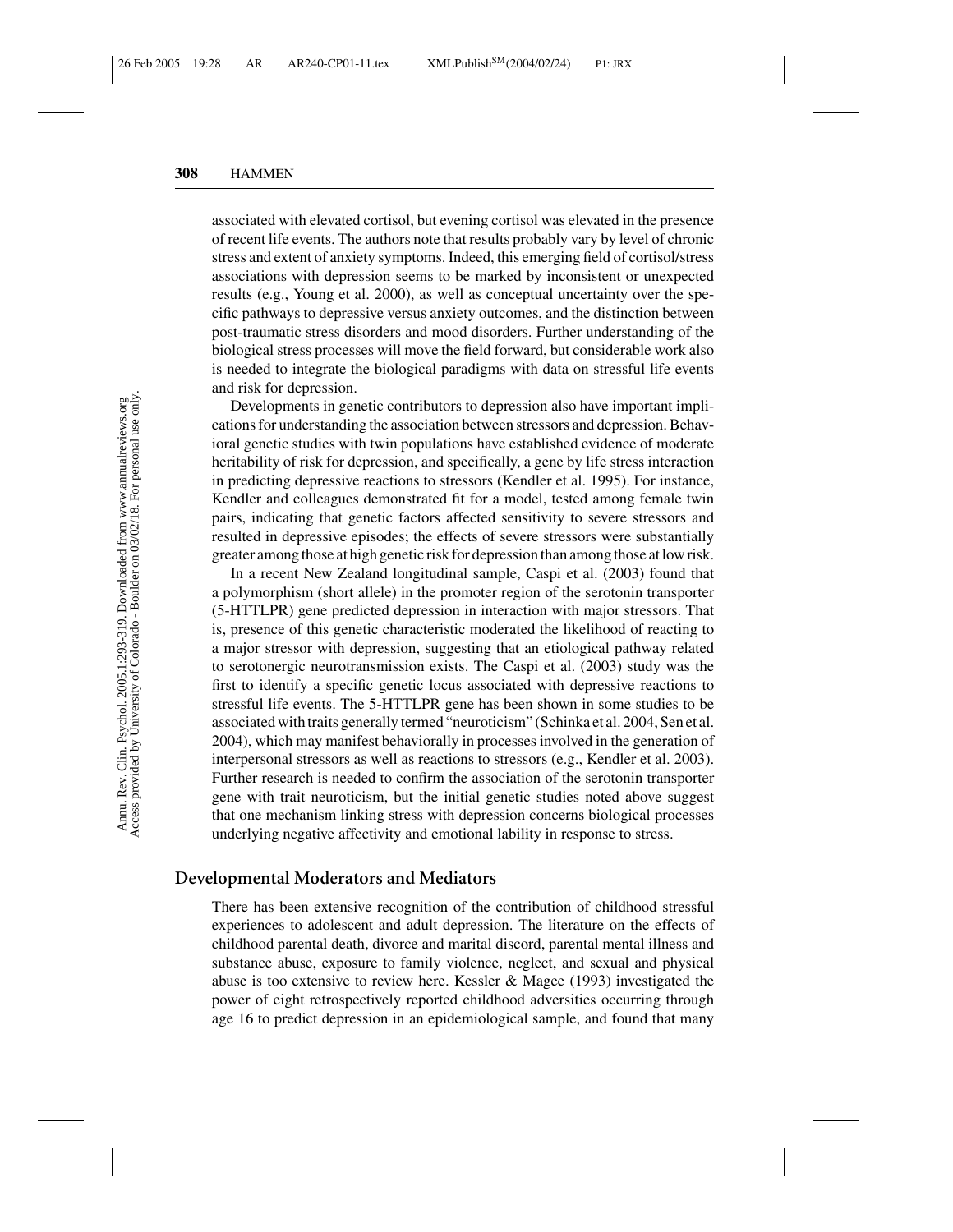associated with elevated cortisol, but evening cortisol was elevated in the presence of recent life events. The authors note that results probably vary by level of chronic stress and extent of anxiety symptoms. Indeed, this emerging field of cortisol/stress associations with depression seems to be marked by inconsistent or unexpected results (e.g., Young et al. 2000), as well as conceptual uncertainty over the specific pathways to depressive versus anxiety outcomes, and the distinction between post-traumatic stress disorders and mood disorders. Further understanding of the biological stress processes will move the field forward, but considerable work also is needed to integrate the biological paradigms with data on stressful life events and risk for depression.

Developments in genetic contributors to depression also have important implications for understanding the association between stressors and depression. Behavioral genetic studies with twin populations have established evidence of moderate heritability of risk for depression, and specifically, a gene by life stress interaction in predicting depressive reactions to stressors (Kendler et al. 1995). For instance, Kendler and colleagues demonstrated fit for a model, tested among female twin pairs, indicating that genetic factors affected sensitivity to severe stressors and resulted in depressive episodes; the effects of severe stressors were substantially greater among those at high genetic risk for depression than among those at low risk.

In a recent New Zealand longitudinal sample, Caspi et al. (2003) found that a polymorphism (short allele) in the promoter region of the serotonin transporter (5-HTTLPR) gene predicted depression in interaction with major stressors. That is, presence of this genetic characteristic moderated the likelihood of reacting to a major stressor with depression, suggesting that an etiological pathway related to serotonergic neurotransmission exists. The Caspi et al. (2003) study was the first to identify a specific genetic locus associated with depressive reactions to stressful life events. The 5-HTTLPR gene has been shown in some studies to be associated with traits generally termed "neuroticism" (Schinka et al. 2004, Sen et al. 2004), which may manifest behaviorally in processes involved in the generation of interpersonal stressors as well as reactions to stressors (e.g., Kendler et al. 2003). Further research is needed to confirm the association of the serotonin transporter gene with trait neuroticism, but the initial genetic studies noted above suggest that one mechanism linking stress with depression concerns biological processes underlying negative affectivity and emotional lability in response to stress.

## Developmental Moderators and Mediators

There has been extensive recognition of the contribution of childhood stressful experiences to adolescent and adult depression. The literature on the effects of childhood parental death, divorce and marital discord, parental mental illness and substance abuse, exposure to family violence, neglect, and sexual and physical abuse is too extensive to review here. Kessler & Magee (1993) investigated the power of eight retrospectively reported childhood adversities occurring through age 16 to predict depression in an epidemiological sample, and found that many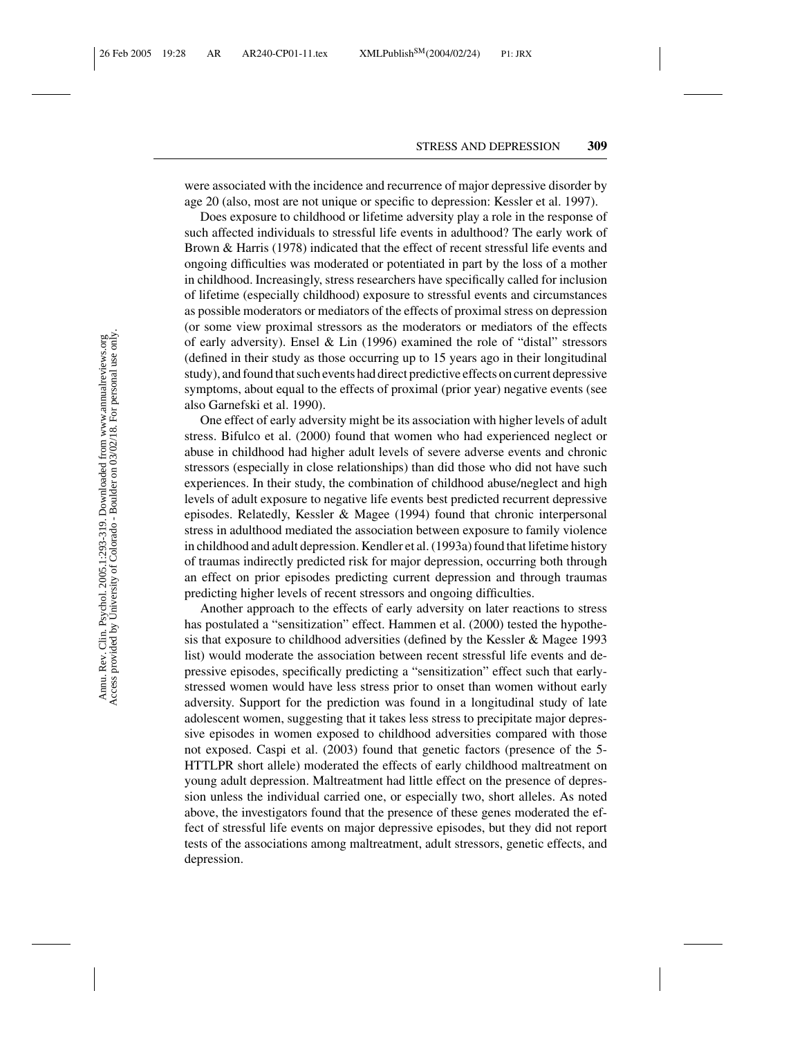were associated with the incidence and recurrence of major depressive disorder by age 20 (also, most are not unique or specific to depression: Kessler et al. 1997).

Does exposure to childhood or lifetime adversity play a role in the response of such affected individuals to stressful life events in adulthood? The early work of Brown & Harris (1978) indicated that the effect of recent stressful life events and ongoing difficulties was moderated or potentiated in part by the loss of a mother in childhood. Increasingly, stress researchers have specifically called for inclusion of lifetime (especially childhood) exposure to stressful events and circumstances as possible moderators or mediators of the effects of proximal stress on depression (or some view proximal stressors as the moderators or mediators of the effects of early adversity). Ensel & Lin (1996) examined the role of "distal" stressors (defined in their study as those occurring up to 15 years ago in their longitudinal study), and found that such events had direct predictive effects on current depressive symptoms, about equal to the effects of proximal (prior year) negative events (see also Garnefski et al. 1990).

One effect of early adversity might be its association with higher levels of adult stress. Bifulco et al. (2000) found that women who had experienced neglect or abuse in childhood had higher adult levels of severe adverse events and chronic stressors (especially in close relationships) than did those who did not have such experiences. In their study, the combination of childhood abuse/neglect and high levels of adult exposure to negative life events best predicted recurrent depressive episodes. Relatedly, Kessler & Magee (1994) found that chronic interpersonal stress in adulthood mediated the association between exposure to family violence in childhood and adult depression. Kendler et al. (1993a) found that lifetime history of traumas indirectly predicted risk for major depression, occurring both through an effect on prior episodes predicting current depression and through traumas predicting higher levels of recent stressors and ongoing difficulties.

Another approach to the effects of early adversity on later reactions to stress has postulated a "sensitization" effect. Hammen et al. (2000) tested the hypothesis that exposure to childhood adversities (defined by the Kessler & Magee 1993 list) would moderate the association between recent stressful life events and depressive episodes, specifically predicting a "sensitization" effect such that early-stressed women would have less stress prior to onset than women without early adversity. Support for the prediction was found in a longitudinal study of late adolescent women, suggesting that it takes less stress to precipitate major depressive episodes in women exposed to childhood adversities compared with those not exposed. Caspi et al. (2003) found that genetic factors (presence of the 5-HTTLPR short allele) moderated the effects of early childhood maltreatment on young adult depression. Maltreatment had little effect on the presence of depression unless the individual carried one, or especially two, short alleles. As noted above, the investigators found that the presence of these genes moderated the effect of stressful life events on major depressive episodes, but they did not report tests of the associations among maltreatment, adult stressors, genetic effects, and depression.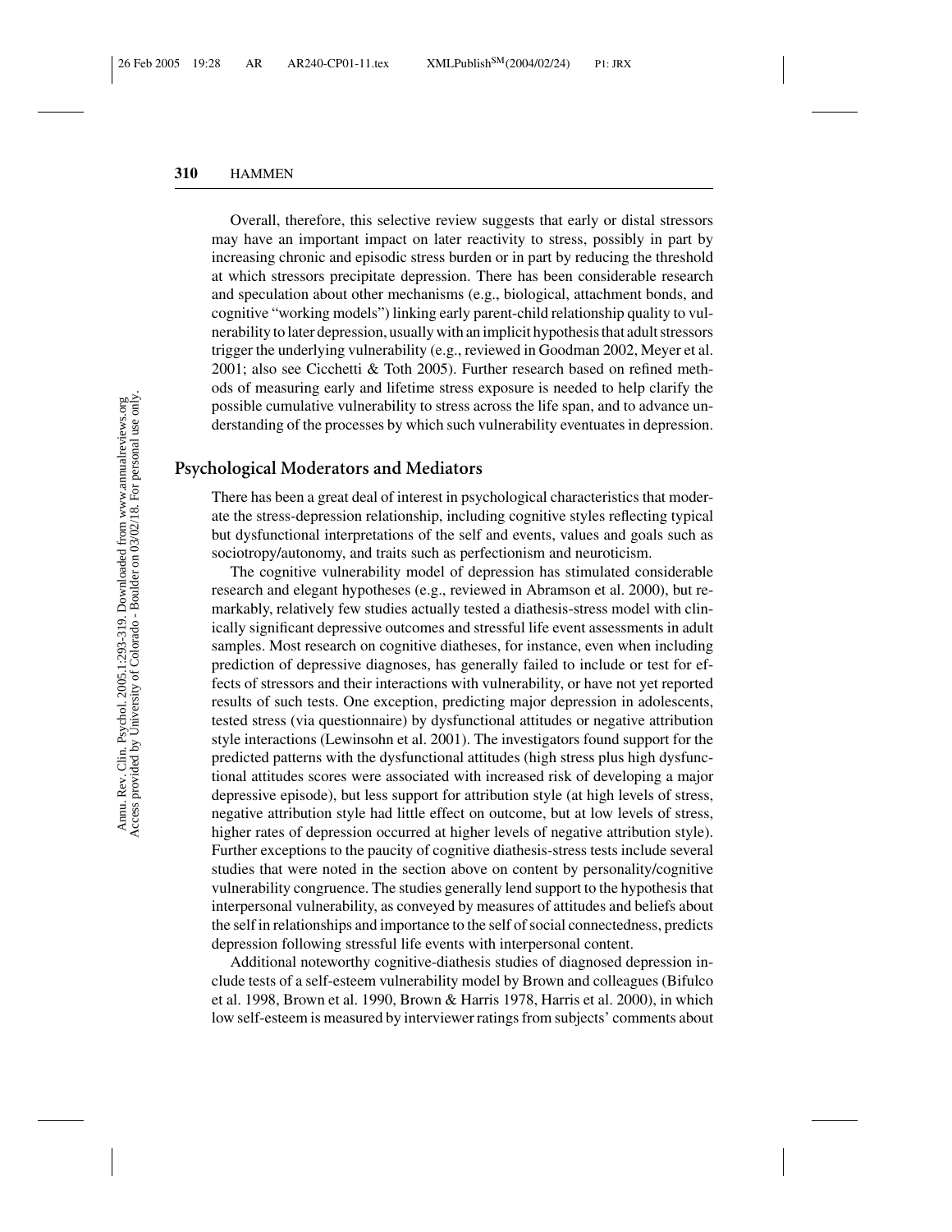Overall, therefore, this selective review suggests that early or distal stressors may have an important impact on later reactivity to stress, possibly in part by increasing chronic and episodic stress burden or in part by reducing the threshold at which stressors precipitate depression. There has been considerable research and speculation about other mechanisms (e.g., biological, attachment bonds, and cognitive "working models") linking early parent-child relationship quality to vulnerability to later depression, usually with an implicit hypothesis that adult stressors trigger the underlying vulnerability (e.g., reviewed in Goodman 2002, Meyer et al. 2001; also see Cicchetti & Toth 2005). Further research based on refined methods of measuring early and lifetime stress exposure is needed to help clarify the possible cumulative vulnerability to stress across the life span, and to advance understanding of the processes by which such vulnerability eventuates in depression.

## Psychological Moderators and Mediators

There has been a great deal of interest in psychological characteristics that moderate the stress-depression relationship, including cognitive styles reflecting typical but dysfunctional interpretations of the self and events, values and goals such as sociotropy/autonomy, and traits such as perfectionism and neuroticism.

The cognitive vulnerability model of depression has stimulated considerable research and elegant hypotheses (e.g., reviewed in Abramson et al. 2000), but remarkably, relatively few studies actually tested a diathesis-stress model with clinically significant depressive outcomes and stressful life event assessments in adult samples. Most research on cognitive diatheses, for instance, even when including prediction of depressive diagnoses, has generally failed to include or test for effects of stressors and their interactions with vulnerability, or have not yet reported results of such tests. One exception, predicting major depression in adolescents, tested stress (via questionnaire) by dysfunctional attitudes or negative attribution style interactions (Lewinsohn et al. 2001). The investigators found support for the predicted patterns with the dysfunctional attitudes (high stress plus high dysfunctional attitudes scores were associated with increased risk of developing a major depressive episode), but less support for attribution style (at high levels of stress, negative attribution style had little effect on outcome, but at low levels of stress, higher rates of depression occurred at higher levels of negative attribution style). Further exceptions to the paucity of cognitive diathesis-stress tests include several studies that were noted in the section above on content by personality/cognitive vulnerability congruence. The studies generally lend support to the hypothesis that interpersonal vulnerability, as conveyed by measures of attitudes and beliefs about the self in relationships and importance to the self of social connectedness, predicts depression following stressful life events with interpersonal content.

Additional noteworthy cognitive-diathesis studies of diagnosed depression include tests of a self-esteem vulnerability model by Brown and colleagues (Bifulco et al. 1998, Brown et al. 1990, Brown & Harris 1978, Harris et al. 2000), in which low self-esteem is measured by interviewer ratings from subjects' comments about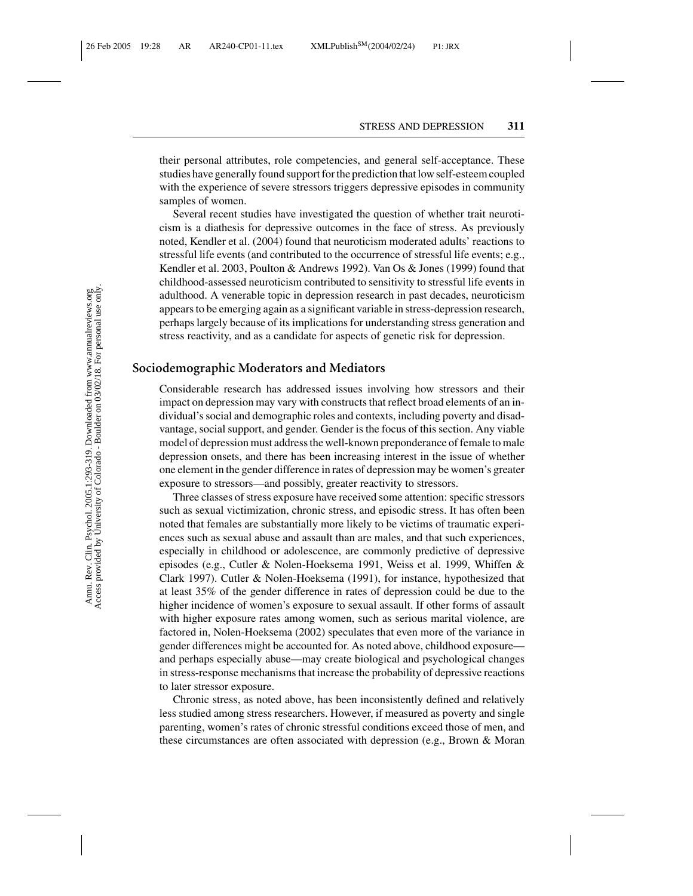their personal attributes, role competencies, and general self-acceptance. These studies have generally found support for the prediction that low self-esteem coupled with the experience of severe stressors triggers depressive episodes in community samples of women.

Several recent studies have investigated the question of whether trait neuroticism is a diathesis for depressive outcomes in the face of stress. As previously noted, Kendler et al. (2004) found that neuroticism moderated adults' reactions to stressful life events (and contributed to the occurrence of stressful life events; e.g., Kendler et al. 2003, Poulton & Andrews 1992). Van Os & Jones (1999) found that childhood-assessed neuroticism contributed to sensitivity to stressful life events in adulthood. A venerable topic in depression research in past decades, neuroticism appears to be emerging again as a significant variable in stress-depression research, perhaps largely because of its implications for understanding stress generation and stress reactivity, and as a candidate for aspects of genetic risk for depression.

## Sociodemographic Moderators and Mediators

Considerable research has addressed issues involving how stressors and their impact on depression may vary with constructs that reflect broad elements of an individual's social and demographic roles and contexts, including poverty and disadvantage, social support, and gender. Gender is the focus of this section. Any viable model of depression must address the well-known preponderance of female to male depression onsets, and there has been increasing interest in the issue of whether one element in the gender difference in rates of depression may be women's greater exposure to stressors—and possibly, greater reactivity to stressors.

Three classes of stress exposure have received some attention: specific stressors such as sexual victimization, chronic stress, and episodic stress. It has often been noted that females are substantially more likely to be victims of traumatic experiences such as sexual abuse and assault than are males, and that such experiences, especially in childhood or adolescence, are commonly predictive of depressive episodes (e.g., Cutler & Nolen-Hoeksema 1991, Weiss et al. 1999, Whiffen & Clark 1997). Cutler & Nolen-Hoeksema (1991), for instance, hypothesized that at least 35% of the gender difference in rates of depression could be due to the higher incidence of women's exposure to sexual assault. If other forms of assault with higher exposure rates among women, such as serious marital violence, are factored in, Nolen-Hoeksema (2002) speculates that even more of the variance in gender differences might be accounted for. As noted above, childhood exposure—and perhaps especially abuse—may create biological and psychological changes in stress-response mechanisms that increase the probability of depressive reactions to later stressor exposure.

Chronic stress, as noted above, has been inconsistently defined and relatively less studied among stress researchers. However, if measured as poverty and single parenting, women's rates of chronic stressful conditions exceed those of men, and these circumstances are often associated with depression (e.g., Brown & Moran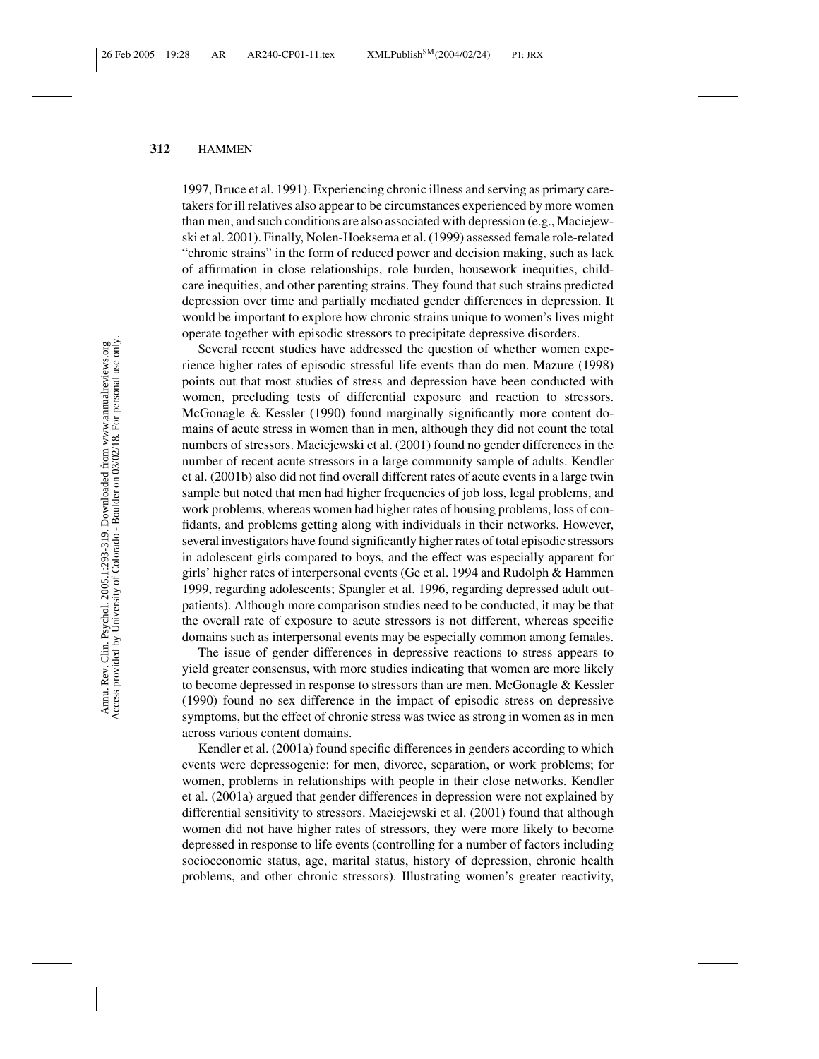1997, Bruce et al. 1991). Experiencing chronic illness and serving as primary caretakers for ill relatives also appear to be circumstances experienced by more women than men, and such conditions are also associated with depression (e.g., Maciejewski et al. 2001). Finally, Nolen-Hoeksema et al. (1999) assessed female role-related "chronic strains" in the form of reduced power and decision making, such as lack of affirmation in close relationships, role burden, housework inequities, childcare inequities, and other parenting strains. They found that such strains predicted depression over time and partially mediated gender differences in depression. It would be important to explore how chronic strains unique to women's lives might operate together with episodic stressors to precipitate depressive disorders.

Several recent studies have addressed the question of whether women experience higher rates of episodic stressful life events than do men. Mazure (1998) points out that most studies of stress and depression have been conducted with women, precluding tests of differential exposure and reaction to stressors. McGonagle & Kessler (1990) found marginally significantly more content domains of acute stress in women than in men, although they did not count the total numbers of stressors. Maciejewski et al. (2001) found no gender differences in the number of recent acute stressors in a large community sample of adults. Kendler et al. (2001b) also did not find overall different rates of acute events in a large twin sample but noted that men had higher frequencies of job loss, legal problems, and work problems, whereas women had higher rates of housing problems, loss of confidants, and problems getting along with individuals in their networks. However, several investigators have found significantly higher rates of total episodic stressors in adolescent girls compared to boys, and the effect was especially apparent for girls' higher rates of interpersonal events (Ge et al. 1994 and Rudolph & Hammen 1999, regarding adolescents; Spangler et al. 1996, regarding depressed adult outpatients). Although more comparison studies need to be conducted, it may be that the overall rate of exposure to acute stressors is not different, whereas specific domains such as interpersonal events may be especially common among females.

The issue of gender differences in depressive reactions to stress appears to yield greater consensus, with more studies indicating that women are more likely to become depressed in response to stressors than are men. McGonagle & Kessler (1990) found no sex difference in the impact of episodic stress on depressive symptoms, but the effect of chronic stress was twice as strong in women as in men across various content domains.

Kendler et al. (2001a) found specific differences in genders according to which events were depressogenic: for men, divorce, separation, or work problems; for women, problems in relationships with people in their close networks. Kendler et al. (2001a) argued that gender differences in depression were not explained by differential sensitivity to stressors. Maciejewski et al. (2001) found that although women did not have higher rates of stressors, they were more likely to become depressed in response to life events (controlling for a number of factors including socioeconomic status, age, marital status, history of depression, chronic health problems, and other chronic stressors). Illustrating women's greater reactivity,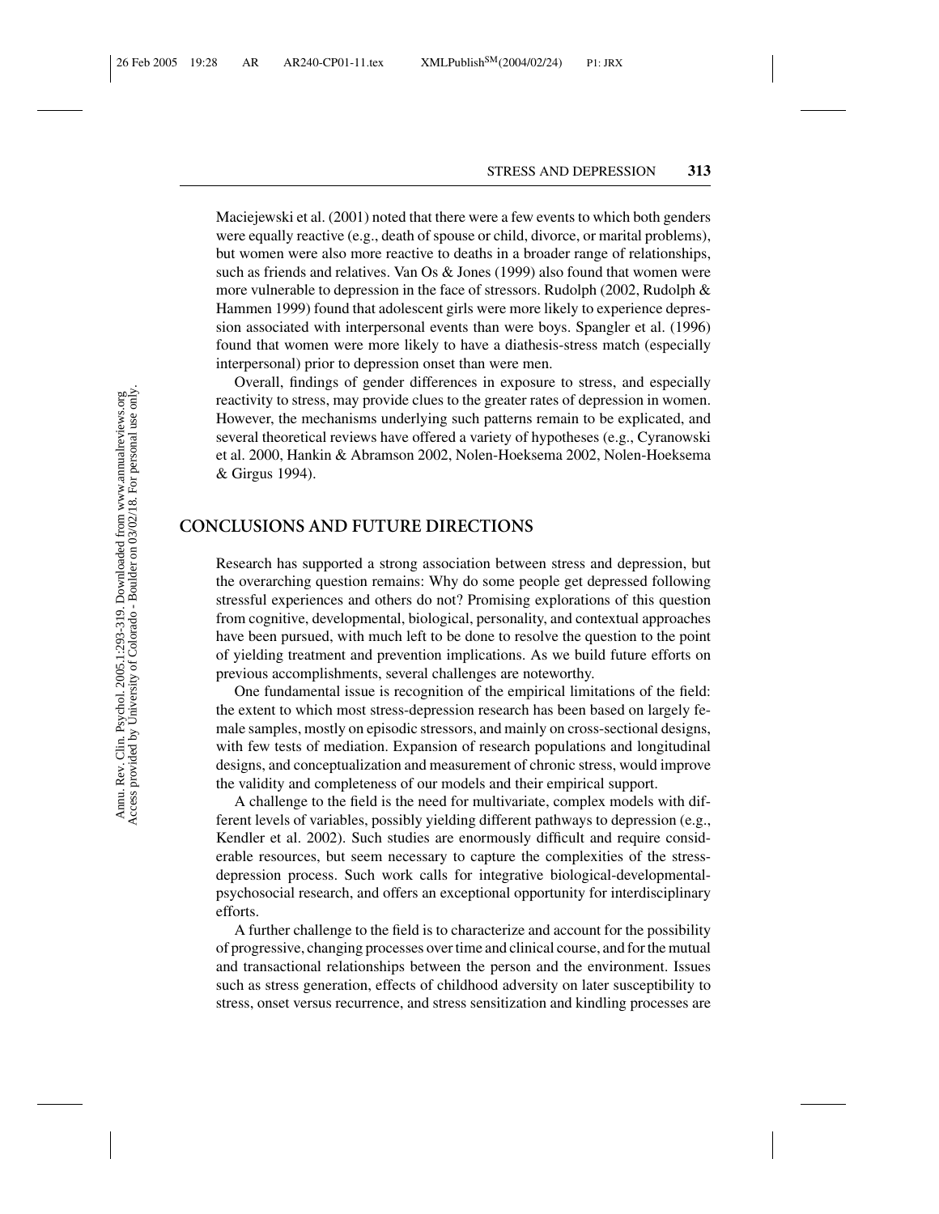Maciejewski et al. (2001) noted that there were a few events to which both genders were equally reactive (e.g., death of spouse or child, divorce, or marital problems), but women were also more reactive to deaths in a broader range of relationships, such as friends and relatives. Van Os & Jones (1999) also found that women were more vulnerable to depression in the face of stressors. Rudolph (2002, Rudolph & Hammen 1999) found that adolescent girls were more likely to experience depression associated with interpersonal events than were boys. Spangler et al. (1996) found that women were more likely to have a diathesis-stress match (especially interpersonal) prior to depression onset than were men.

Overall, findings of gender differences in exposure to stress, and especially reactivity to stress, may provide clues to the greater rates of depression in women. However, the mechanisms underlying such patterns remain to be explicated, and several theoretical reviews have offered a variety of hypotheses (e.g., Cyranowski et al. 2000, Hankin & Abramson 2002, Nolen-Hoeksema 2002, Nolen-Hoeksema & Girgus 1994).

## CONCLUSIONS AND FUTURE DIRECTIONS

Research has supported a strong association between stress and depression, but the overarching question remains: Why do some people get depressed following stressful experiences and others do not? Promising explorations of this question from cognitive, developmental, biological, personality, and contextual approaches have been pursued, with much left to be done to resolve the question to the point of yielding treatment and prevention implications. As we build future efforts on previous accomplishments, several challenges are noteworthy.

One fundamental issue is recognition of the empirical limitations of the field: the extent to which most stress-depression research has been based on largely female samples, mostly on episodic stressors, and mainly on cross-sectional designs, with few tests of mediation. Expansion of research populations and longitudinal designs, and conceptualization and measurement of chronic stress, would improve the validity and completeness of our models and their empirical support.

A challenge to the field is the need for multivariate, complex models with different levels of variables, possibly yielding different pathways to depression (e.g., Kendler et al. 2002). Such studies are enormously difficult and require considerable resources, but seem necessary to capture the complexities of the stress-depression process. Such work calls for integrative biological-developmental-psychosocial research, and offers an exceptional opportunity for interdisciplinary efforts.

A further challenge to the field is to characterize and account for the possibility of progressive, changing processes over time and clinical course, and for the mutual and transactional relationships between the person and the environment. Issues such as stress generation, effects of childhood adversity on later susceptibility to stress, onset versus recurrence, and stress sensitization and kindling processes are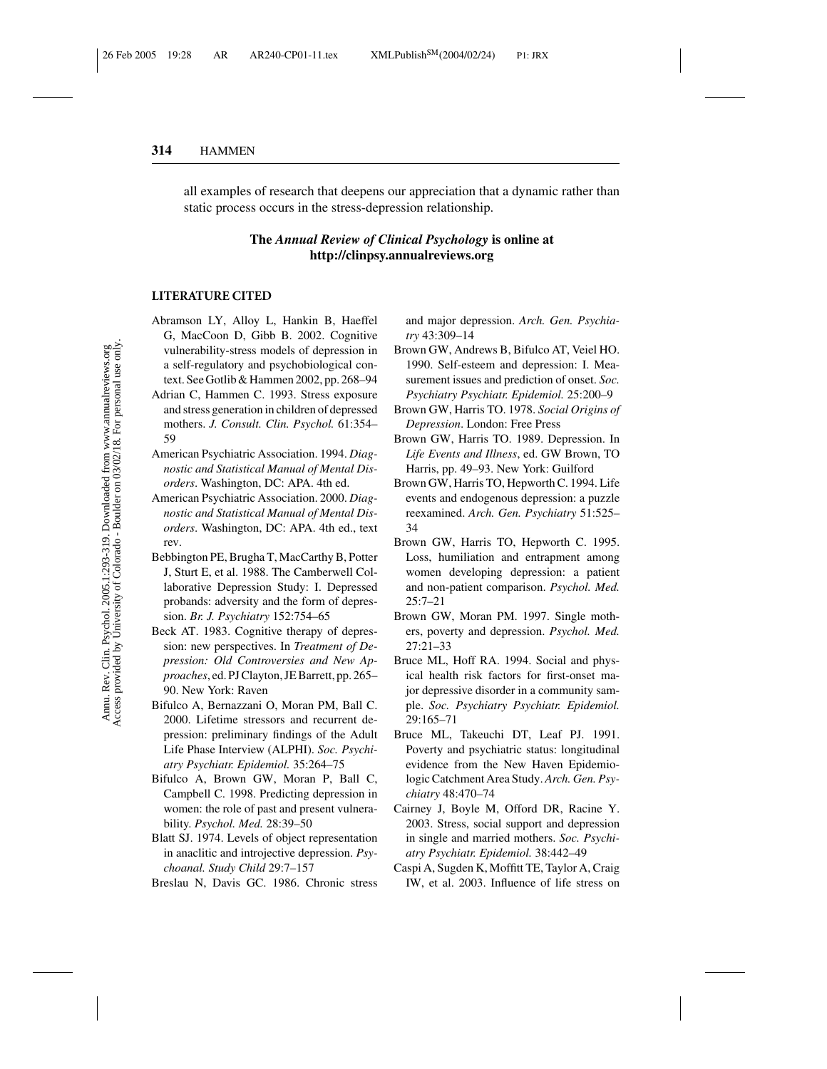all examples of research that deepens our appreciation that a dynamic rather than static process occurs in the stress-depression relationship.

**The *Annual Review of Clinical Psychology* is online at http://clinpsy.annualreviews.org**

## LITERATURE CITED

Abramson LY, Alloy L, Hankin B, Haeffel G, MacCoon D, Gibb B. 2002. Cognitive vulnerability-stress models of depression in a self-regulatory and psychobiological context. See Gotlib & Hammen 2002, pp. 268–94

Adrian C, Hammen C. 1993. Stress exposure and stress generation in children of depressed mothers. *J. Consult. Clin. Psychol.* 61:354–59

American Psychiatric Association. 1994. *Diagnostic and Statistical Manual of Mental Disorders*. Washington, DC: APA. 4th ed.

American Psychiatric Association. 2000. *Diagnostic and Statistical Manual of Mental Disorders*. Washington, DC: APA. 4th ed., text rev.

Bebbington PE, Brugha T, MacCarthy B, Potter J, Sturt E, et al. 1988. The Camberwell Collaborative Depression Study: I. Depressed probands: adversity and the form of depression. *Br. J. Psychiatry* 152:754–65

Beck AT. 1983. Cognitive therapy of depression: new perspectives. In *Treatment of Depression: Old Controversies and New Approaches*, ed. PJ Clayton, JE Barrett, pp. 265–90. New York: Raven

Bifulco A, Bernazzani O, Moran PM, Ball C. 2000. Lifetime stressors and recurrent depression: preliminary findings of the Adult Life Phase Interview (ALPHI). *Soc. Psychiatry Psychiatr. Epidemiol.* 35:264–75

Bifulco A, Brown GW, Moran P, Ball C, Campbell C. 1998. Predicting depression in women: the role of past and present vulnerability. *Psychol. Med.* 28:39–50

Blatt SJ. 1974. Levels of object representation in anaclitic and introjective depression. *Psychoanal. Study Child* 29:7–157

Breslau N, Davis GC. 1986. Chronic stress and major depression. *Arch. Gen. Psychiatry* 43:309–14

Brown GW, Andrews B, Bifulco AT, Veiel HO. 1990. Self-esteem and depression: I. Measurement issues and prediction of onset. *Soc. Psychiatry Psychiatr. Epidemiol.* 25:200–9

Brown GW, Harris TO. 1978. *Social Origins of Depression*. London: Free Press

Brown GW, Harris TO. 1989. Depression. In *Life Events and Illness*, ed. GW Brown, TO Harris, pp. 49–93. New York: Guilford

Brown GW, Harris TO, Hepworth C. 1994. Life events and endogenous depression: a puzzle reexamined. *Arch. Gen. Psychiatry* 51:525–34

Brown GW, Harris TO, Hepworth C. 1995. Loss, humiliation and entrapment among women developing depression: a patient and non-patient comparison. *Psychol. Med.* 25:7–21

Brown GW, Moran PM. 1997. Single mothers, poverty and depression. *Psychol. Med.* 27:21–33

Bruce ML, Hoff RA. 1994. Social and physical health risk factors for first-onset major depressive disorder in a community sample. *Soc. Psychiatry Psychiatr. Epidemiol.* 29:165–71

Bruce ML, Takeuchi DT, Leaf PJ. 1991. Poverty and psychiatric status: longitudinal evidence from the New Haven Epidemiologic Catchment Area Study. *Arch. Gen. Psychiatry* 48:470–74

Cairney J, Boyle M, Offord DR, Racine Y. 2003. Stress, social support and depression in single and married mothers. *Soc. Psychiatry Psychiatr. Epidemiol.* 38:442–49

Caspi A, Sugden K, Moffitt TE, Taylor A, Craig IW, et al. 2003. Influence of life stress on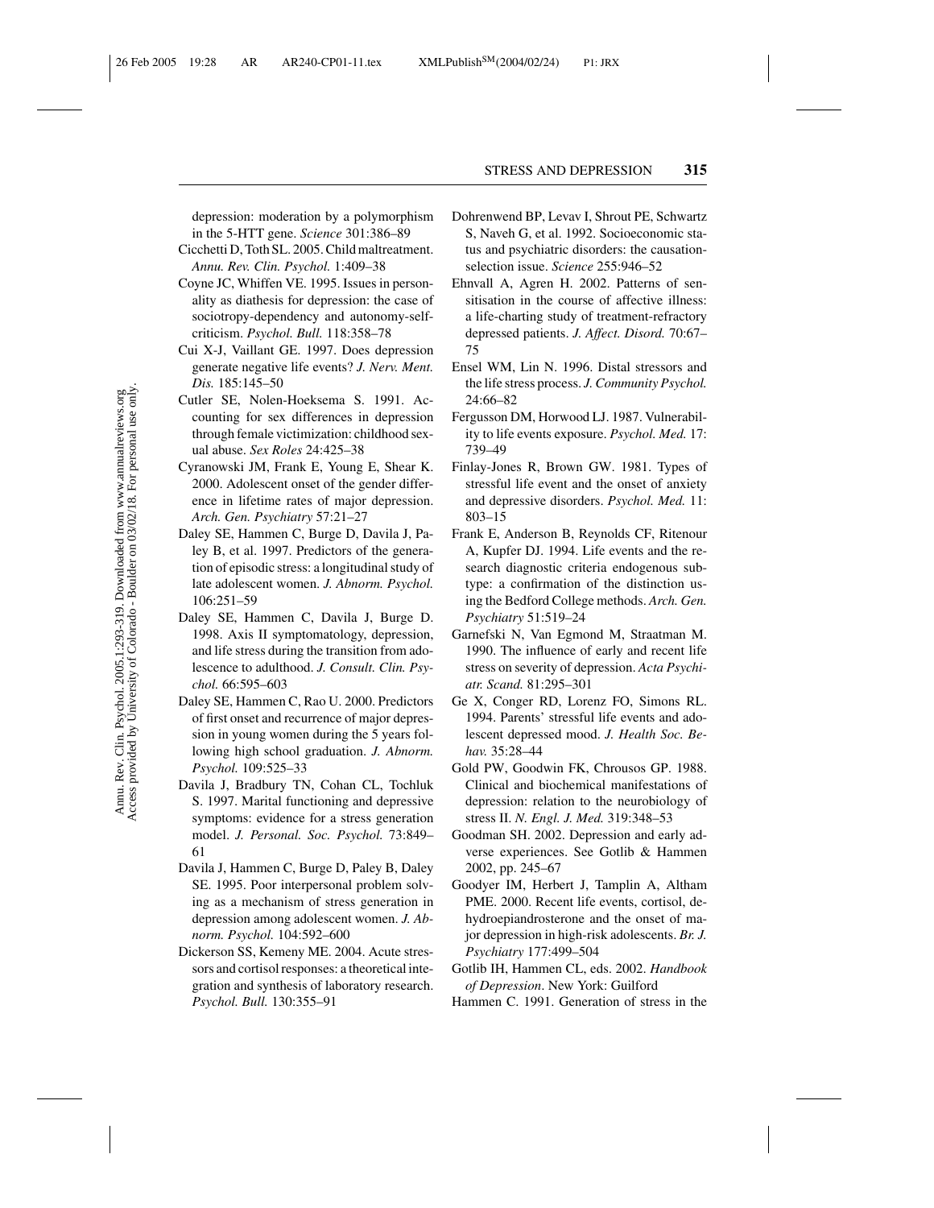depression: moderation by a polymorphism in the 5-HTT gene. *Science* 301:386–89

Cicchetti D, Toth SL. 2005. Child maltreatment. *Annu. Rev. Clin. Psychol.* 1:409–38

Coyne JC, Whiffen VE. 1995. Issues in personality as diathesis for depression: the case of sociotropy-dependency and autonomy-self-criticism. *Psychol. Bull.* 118:358–78

Cui X-J, Vaillant GE. 1997. Does depression generate negative life events? *J. Nerv. Ment. Dis.* 185:145–50

Cutler SE, Nolen-Hoeksema S. 1991. Accounting for sex differences in depression through female victimization: childhood sexual abuse. *Sex Roles* 24:425–38

Cyranowski JM, Frank E, Young E, Shear K. 2000. Adolescent onset of the gender difference in lifetime rates of major depression. *Arch. Gen. Psychiatry* 57:21–27

Daley SE, Hammen C, Burge D, Davila J, Paley B, et al. 1997. Predictors of the generation of episodic stress: a longitudinal study of late adolescent women. *J. Abnorm. Psychol.* 106:251–59

Daley SE, Hammen C, Davila J, Burge D. 1998. Axis II symptomatology, depression, and life stress during the transition from adolescence to adulthood. *J. Consult. Clin. Psychol.* 66:595–603

Daley SE, Hammen C, Rao U. 2000. Predictors of first onset and recurrence of major depression in young women during the 5 years following high school graduation. *J. Abnorm. Psychol.* 109:525–33

Davila J, Bradbury TN, Cohan CL, Tochluk S. 1997. Marital functioning and depressive symptoms: evidence for a stress generation model. *J. Personal. Soc. Psychol.* 73:849–61

Davila J, Hammen C, Burge D, Paley B, Daley SE. 1995. Poor interpersonal problem solving as a mechanism of stress generation in depression among adolescent women. *J. Abnorm. Psychol.* 104:592–600

Dickerson SS, Kemeny ME. 2004. Acute stressors and cortisol responses: a theoretical integration and synthesis of laboratory research. *Psychol. Bull.* 130:355–91

Dohrenwend BP, Levav I, Shrout PE, Schwartz S, Naveh G, et al. 1992. Socioeconomic status and psychiatric disorders: the causation-selection issue. *Science* 255:946–52

Ehnvall A, Agren H. 2002. Patterns of sensitisation in the course of affective illness: a life-charting study of treatment-refractory depressed patients. *J. Affect. Disord.* 70:67–75

Ensel WM, Lin N. 1996. Distal stressors and the life stress process. *J. Community Psychol.* 24:66–82

Fergusson DM, Horwood LJ. 1987. Vulnerability to life events exposure. *Psychol. Med.* 17: 739–49

Finlay-Jones R, Brown GW. 1981. Types of stressful life event and the onset of anxiety and depressive disorders. *Psychol. Med.* 11: 803–15

Frank E, Anderson B, Reynolds CF, Ritenour A, Kupfer DJ. 1994. Life events and the research diagnostic criteria endogenous subtype: a confirmation of the distinction using the Bedford College methods. *Arch. Gen. Psychiatry* 51:519–24

Garnefski N, Van Egmond M, Straatman M. 1990. The influence of early and recent life stress on severity of depression. *Acta Psychiatr. Scand.* 81:295–301

Ge X, Conger RD, Lorenz FO, Simons RL. 1994. Parents' stressful life events and adolescent depressed mood. *J. Health Soc. Behav.* 35:28–44

Gold PW, Goodwin FK, Chrousos GP. 1988. Clinical and biochemical manifestations of depression: relation to the neurobiology of stress II. *N. Engl. J. Med.* 319:348–53

Goodman SH. 2002. Depression and early adverse experiences. See Gotlib & Hammen 2002, pp. 245–67

Goodyer IM, Herbert J, Tamplin A, Altham PME. 2000. Recent life events, cortisol, dehydroepiandrosterone and the onset of major depression in high-risk adolescents. *Br. J. Psychiatry* 177:499–504

Gotlib IH, Hammen CL, eds. 2002. *Handbook of Depression*. New York: Guilford

Hammen C. 1991. Generation of stress in the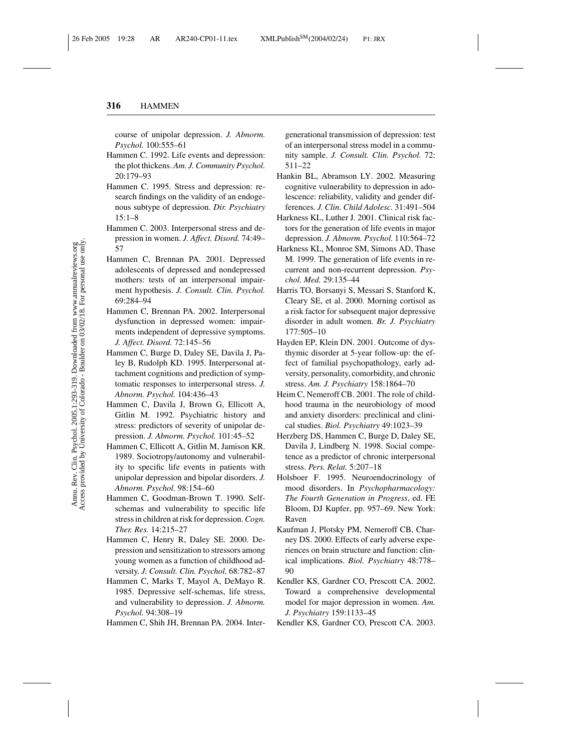course of unipolar depression. *J. Abnorm. Psychol.* 100:555–61

Hammen C. 1992. Life events and depression: the plot thickens. *Am. J. Community Psychol.* 20:179–93

Hammen C. 1995. Stress and depression: research findings on the validity of an endogenous subtype of depression. *Dir. Psychiatry* 15:1–8

Hammen C. 2003. Interpersonal stress and depression in women. *J. Affect. Disord.* 74:49–57

Hammen C, Brennan PA. 2001. Depressed adolescents of depressed and nondepressed mothers: tests of an interpersonal impairment hypothesis. *J. Consult. Clin. Psychol.* 69:284–94

Hammen C, Brennan PA. 2002. Interpersonal dysfunction in depressed women: impairments independent of depressive symptoms. *J. Affect. Disord.* 72:145–56

Hammen C, Burge D, Daley SE, Davila J, Paley B, Rudolph KD. 1995. Interpersonal attachment cognitions and prediction of symptomatic responses to interpersonal stress. *J. Abnorm. Psychol.* 104:436–43

Hammen C, Davila J, Brown G, Ellicott A, Gitlin M. 1992. Psychiatric history and stress: predictors of severity of unipolar depression. *J. Abnorm. Psychol.* 101:45–52

Hammen C, Ellicott A, Gitlin M, Jamison KR. 1989. Sociotropy/autonomy and vulnerability to specific life events in patients with unipolar depression and bipolar disorders. *J. Abnorm. Psychol.* 98:154–60

Hammen C, Goodman-Brown T. 1990. Self-schemas and vulnerability to specific life stress in children at risk for depression. *Cogn. Ther. Res.* 14:215–27

Hammen C, Henry R, Daley SE. 2000. Depression and sensitization to stressors among young women as a function of childhood adversity. *J. Consult. Clin. Psychol.* 68:782–87

Hammen C, Marks T, Mayol A, DeMayo R. 1985. Depressive self-schemas, life stress, and vulnerability to depression. *J. Abnorm. Psychol.* 94:308–19

Hammen C, Shih JH, Brennan PA. 2004. Intergenerational transmission of depression: test of an interpersonal stress model in a community sample. *J. Consult. Clin. Psychol.* 72: 511–22

Hankin BL, Abramson LY. 2002. Measuring cognitive vulnerability to depression in adolescence: reliability, validity and gender differences. *J. Clin. Child Adolesc.* 31:491–504

Harkness KL, Luther J. 2001. Clinical risk factors for the generation of life events in major depression. *J. Abnorm. Psychol.* 110:564–72

Harkness KL, Monroe SM, Simons AD, Thase M. 1999. The generation of life events in recurrent and non-recurrent depression. *Psychol. Med.* 29:135–44

Harris TO, Borsanyi S, Messari S, Stanford K, Cleary SE, et al. 2000. Morning cortisol as a risk factor for subsequent major depressive disorder in adult women. *Br. J. Psychiatry* 177:505–10

Hayden EP, Klein DN. 2001. Outcome of dysthymic disorder at 5-year follow-up: the effect of familial psychopathology, early adversity, personality, comorbidity, and chronic stress. *Am. J. Psychiatry* 158:1864–70

Heim C, Nemeroff CB. 2001. The role of childhood trauma in the neurobiology of mood and anxiety disorders: preclinical and clinical studies. *Biol. Psychiatry* 49:1023–39

Herzberg DS, Hammen C, Burge D, Daley SE, Davila J, Lindberg N. 1998. Social competence as a predictor of chronic interpersonal stress. *Pers. Relat.* 5:207–18

Holsboer F. 1995. Neuroendocrinology of mood disorders. In *Psychopharmacology: The Fourth Generation in Progress*, ed. FE Bloom, DJ Kupfer, pp. 957–69. New York: Raven

Kaufman J, Plotsky PM, Nemeroff CB, Charney DS. 2000. Effects of early adverse experiences on brain structure and function: clinical implications. *Biol. Psychiatry* 48:778–90

Kendler KS, Gardner CO, Prescott CA. 2002. Toward a comprehensive developmental model for major depression in women. *Am. J. Psychiatry* 159:1133–45

Kendler KS, Gardner CO, Prescott CA. 2003.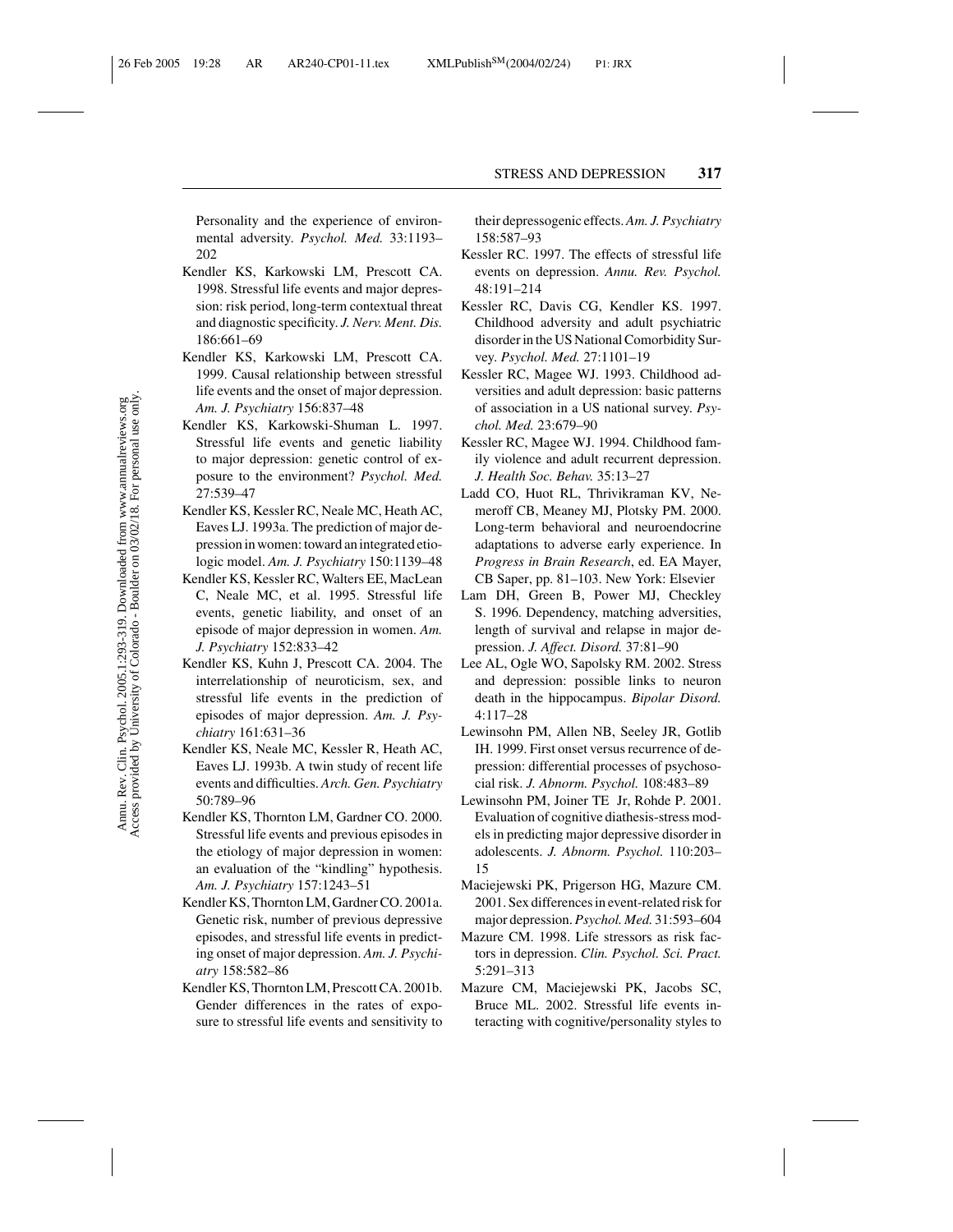Personality and the experience of environmental adversity. *Psychol. Med.* 33:1193–202

Kendler KS, Karkowski LM, Prescott CA. 1998. Stressful life events and major depression: risk period, long-term contextual threat and diagnostic specificity. *J. Nerv. Ment. Dis.* 186:661–69

Kendler KS, Karkowski LM, Prescott CA. 1999. Causal relationship between stressful life events and the onset of major depression. *Am. J. Psychiatry* 156:837–48

Kendler KS, Karkowski-Shuman L. 1997. Stressful life events and genetic liability to major depression: genetic control of exposure to the environment? *Psychol. Med.* 27:539–47

Kendler KS, Kessler RC, Neale MC, Heath AC, Eaves LJ. 1993a. The prediction of major depression in women: toward an integrated etiologic model. *Am. J. Psychiatry* 150:1139–48

Kendler KS, Kessler RC, Walters EE, MacLean C, Neale MC, et al. 1995. Stressful life events, genetic liability, and onset of an episode of major depression in women. *Am. J. Psychiatry* 152:833–42

Kendler KS, Kuhn J, Prescott CA. 2004. The interrelationship of neuroticism, sex, and stressful life events in the prediction of episodes of major depression. *Am. J. Psychiatry* 161:631–36

Kendler KS, Neale MC, Kessler R, Heath AC, Eaves LJ. 1993b. A twin study of recent life events and difficulties. *Arch. Gen. Psychiatry* 50:789–96

Kendler KS, Thornton LM, Gardner CO. 2000. Stressful life events and previous episodes in the etiology of major depression in women: an evaluation of the "kindling" hypothesis. *Am. J. Psychiatry* 157:1243–51

Kendler KS, Thornton LM, Gardner CO. 2001a. Genetic risk, number of previous depressive episodes, and stressful life events in predicting onset of major depression. *Am. J. Psychiatry* 158:582–86

Kendler KS, Thornton LM, Prescott CA. 2001b. Gender differences in the rates of exposure to stressful life events and sensitivity to their depressogenic effects. *Am. J. Psychiatry* 158:587–93

Kessler RC. 1997. The effects of stressful life events on depression. *Annu. Rev. Psychol.* 48:191–214

Kessler RC, Davis CG, Kendler KS. 1997. Childhood adversity and adult psychiatric disorder in the US National Comorbidity Survey. *Psychol. Med.* 27:1101–19

Kessler RC, Magee WJ. 1993. Childhood adversities and adult depression: basic patterns of association in a US national survey. *Psychol. Med.* 23:679–90

Kessler RC, Magee WJ. 1994. Childhood family violence and adult recurrent depression. *J. Health Soc. Behav.* 35:13–27

Ladd CO, Huot RL, Thrivikraman KV, Nemeroff CB, Meaney MJ, Plotsky PM. 2000. Long-term behavioral and neuroendocrine adaptations to adverse early experience. In *Progress in Brain Research*, ed. EA Mayer, CB Saper, pp. 81–103. New York: Elsevier

Lam DH, Green B, Power MJ, Checkley S. 1996. Dependency, matching adversities, length of survival and relapse in major depression. *J. Affect. Disord.* 37:81–90

Lee AL, Ogle WO, Sapolsky RM. 2002. Stress and depression: possible links to neuron death in the hippocampus. *Bipolar Disord.* 4:117–28

Lewinsohn PM, Allen NB, Seeley JR, Gotlib IH. 1999. First onset versus recurrence of depression: differential processes of psychosocial risk. *J. Abnorm. Psychol.* 108:483–89

Lewinsohn PM, Joiner TE Jr, Rohde P. 2001. Evaluation of cognitive diathesis-stress models in predicting major depressive disorder in adolescents. *J. Abnorm. Psychol.* 110:203–15

Maciejewski PK, Prigerson HG, Mazure CM. 2001. Sex differences in event-related risk for major depression. *Psychol. Med.* 31:593–604

Mazure CM. 1998. Life stressors as risk factors in depression. *Clin. Psychol. Sci. Pract.* 5:291–313

Mazure CM, Maciejewski PK, Jacobs SC, Bruce ML. 2002. Stressful life events interacting with cognitive/personality styles to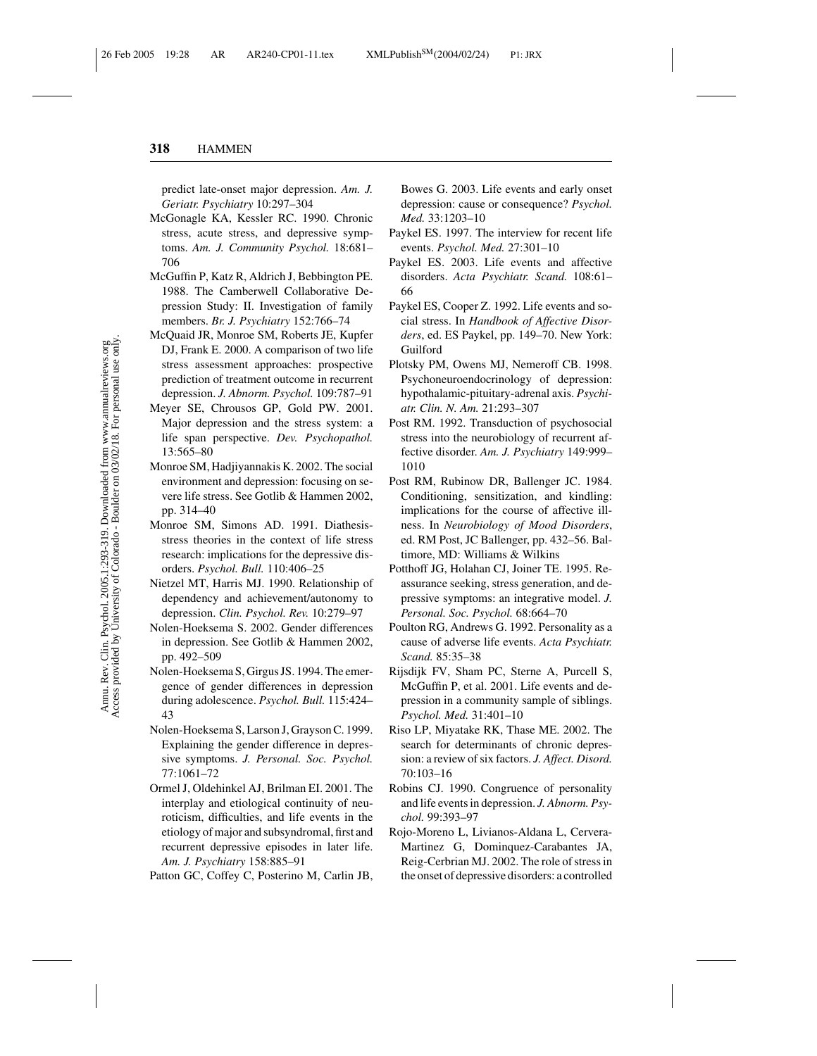predict late-onset major depression. *Am. J. Geriatr. Psychiatry* 10:297–304

McGonagle KA, Kessler RC. 1990. Chronic stress, acute stress, and depressive symptoms. *Am. J. Community Psychol.* 18:681–706

McGuffin P, Katz R, Aldrich J, Bebbington PE. 1988. The Camberwell Collaborative Depression Study: II. Investigation of family members. *Br. J. Psychiatry* 152:766–74

McQuaid JR, Monroe SM, Roberts JE, Kupfer DJ, Frank E. 2000. A comparison of two life stress assessment approaches: prospective prediction of treatment outcome in recurrent depression. *J. Abnorm. Psychol.* 109:787–91

Meyer SE, Chrousos GP, Gold PW. 2001. Major depression and the stress system: a life span perspective. *Dev. Psychopathol.* 13:565–80

Monroe SM, Hadjiyannakis K. 2002. The social environment and depression: focusing on severe life stress. See Gotlib & Hammen 2002, pp. 314–40

Monroe SM, Simons AD. 1991. Diathesis-stress theories in the context of life stress research: implications for the depressive disorders. *Psychol. Bull.* 110:406–25

Nietzel MT, Harris MJ. 1990. Relationship of dependency and achievement/autonomy to depression. *Clin. Psychol. Rev.* 10:279–97

Nolen-Hoeksema S. 2002. Gender differences in depression. See Gotlib & Hammen 2002, pp. 492–509

Nolen-Hoeksema S, Girgus JS. 1994. The emergence of gender differences in depression during adolescence. *Psychol. Bull.* 115:424–43

Nolen-Hoeksema S, Larson J, Grayson C. 1999. Explaining the gender difference in depressive symptoms. *J. Personal. Soc. Psychol.* 77:1061–72

Ormel J, Oldehinkel AJ, Brilman EI. 2001. The interplay and etiological continuity of neuroticism, difficulties, and life events in the etiology of major and subsyndromal, first and recurrent depressive episodes in later life. *Am. J. Psychiatry* 158:885–91

Patton GC, Coffey C, Posterino M, Carlin JB, Bowes G. 2003. Life events and early onset depression: cause or consequence? *Psychol. Med.* 33:1203–10

Paykel ES. 1997. The interview for recent life events. *Psychol. Med.* 27:301–10

Paykel ES. 2003. Life events and affective disorders. *Acta Psychiatr. Scand.* 108:61–66

Paykel ES, Cooper Z. 1992. Life events and social stress. In *Handbook of Affective Disorders*, ed. ES Paykel, pp. 149–70. New York: Guilford

Plotsky PM, Owens MJ, Nemeroff CB. 1998. Psychoneuroendocrinology of depression: hypothalamic-pituitary-adrenal axis. *Psychiatr. Clin. N. Am.* 21:293–307

Post RM. 1992. Transduction of psychosocial stress into the neurobiology of recurrent affective disorder. *Am. J. Psychiatry* 149:999–1010

Post RM, Rubinow DR, Ballenger JC. 1984. Conditioning, sensitization, and kindling: implications for the course of affective illness. In *Neurobiology of Mood Disorders*, ed. RM Post, JC Ballenger, pp. 432–56. Baltimore, MD: Williams & Wilkins

Potthoff JG, Holahan CJ, Joiner TE. 1995. Reassurance seeking, stress generation, and depressive symptoms: an integrative model. *J. Personal. Soc. Psychol.* 68:664–70

Poulton RG, Andrews G. 1992. Personality as a cause of adverse life events. *Acta Psychiatr. Scand.* 85:35–38

Rijsdijk FV, Sham PC, Sterne A, Purcell S, McGuffin P, et al. 2001. Life events and depression in a community sample of siblings. *Psychol. Med.* 31:401–10

Riso LP, Miyatake RK, Thase ME. 2002. The search for determinants of chronic depression: a review of six factors. *J. Affect. Disord.* 70:103–16

Robins CJ. 1990. Congruence of personality and life events in depression. *J. Abnorm. Psychol.* 99:393–97

Rojo-Moreno L, Livianos-Aldana L, Cervera-Martinez G, Dominquez-Carabantes JA, Reig-Cerbrian MJ. 2002. The role of stress in the onset of depressive disorders: a controlled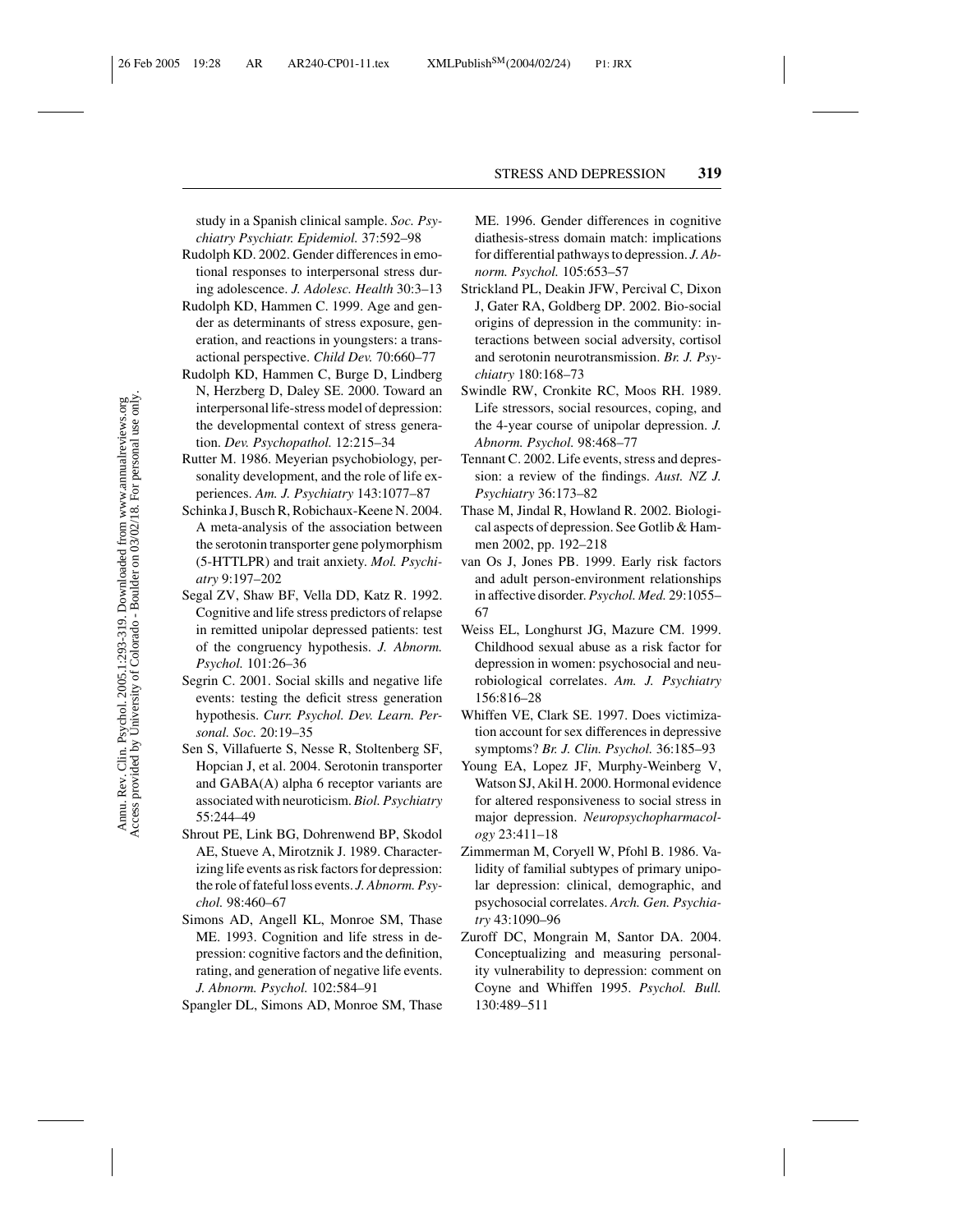study in a Spanish clinical sample. *Soc. Psychiatry Psychiatr. Epidemiol.* 37:592–98

Rudolph KD. 2002. Gender differences in emotional responses to interpersonal stress during adolescence. *J. Adolesc. Health* 30:3–13

Rudolph KD, Hammen C. 1999. Age and gender as determinants of stress exposure, generation, and reactions in youngsters: a transactional perspective. *Child Dev.* 70:660–77

Rudolph KD, Hammen C, Burge D, Lindberg N, Herzberg D, Daley SE. 2000. Toward an interpersonal life-stress model of depression: the developmental context of stress generation. *Dev. Psychopathol.* 12:215–34

Rutter M. 1986. Meyerian psychobiology, personality development, and the role of life experiences. *Am. J. Psychiatry* 143:1077–87

Schinka J, Busch R, Robichaux-Keene N. 2004. A meta-analysis of the association between the serotonin transporter gene polymorphism (5-HTTLPR) and trait anxiety. *Mol. Psychiatry* 9:197–202

Segal ZV, Shaw BF, Vella DD, Katz R. 1992. Cognitive and life stress predictors of relapse in remitted unipolar depressed patients: test of the congruency hypothesis. *J. Abnorm. Psychol.* 101:26–36

Segrin C. 2001. Social skills and negative life events: testing the deficit stress generation hypothesis. *Curr. Psychol. Dev. Learn. Personal. Soc.* 20:19–35

Sen S, Villafuerte S, Nesse R, Stoltenberg SF, Hopcian J, et al. 2004. Serotonin transporter and GABA(A) alpha 6 receptor variants are associated with neuroticism. *Biol. Psychiatry* 55:244–49

Shrout PE, Link BG, Dohrenwend BP, Skodol AE, Stueve A, Mirotznik J. 1989. Characterizing life events as risk factors for depression: the role of fateful loss events. *J. Abnorm. Psychol.* 98:460–67

Simons AD, Angell KL, Monroe SM, Thase ME. 1993. Cognition and life stress in depression: cognitive factors and the definition, rating, and generation of negative life events. *J. Abnorm. Psychol.* 102:584–91

Spangler DL, Simons AD, Monroe SM, Thase ME. 1996. Gender differences in cognitive diathesis-stress domain match: implications for differential pathways to depression. *J. Abnorm. Psychol.* 105:653–57

Strickland PL, Deakin JFW, Percival C, Dixon J, Gater RA, Goldberg DP. 2002. Bio-social origins of depression in the community: interactions between social adversity, cortisol and serotonin neurotransmission. *Br. J. Psychiatry* 180:168–73

Swindle RW, Cronkite RC, Moos RH. 1989. Life stressors, social resources, coping, and the 4-year course of unipolar depression. *J. Abnorm. Psychol.* 98:468–77

Tennant C. 2002. Life events, stress and depression: a review of the findings. *Aust. NZ J. Psychiatry* 36:173–82

Thase M, Jindal R, Howland R. 2002. Biological aspects of depression. See Gotlib & Hammen 2002, pp. 192–218

van Os J, Jones PB. 1999. Early risk factors and adult person-environment relationships in affective disorder. *Psychol. Med.* 29:1055–67

Weiss EL, Longhurst JG, Mazure CM. 1999. Childhood sexual abuse as a risk factor for depression in women: psychosocial and neurobiological correlates. *Am. J. Psychiatry* 156:816–28

Whiffen VE, Clark SE. 1997. Does victimization account for sex differences in depressive symptoms? *Br. J. Clin. Psychol.* 36:185–93

Young EA, Lopez JF, Murphy-Weinberg V, Watson SJ, Akil H. 2000. Hormonal evidence for altered responsiveness to social stress in major depression. *Neuropsychopharmacology* 23:411–18

Zimmerman M, Coryell W, Pfohl B. 1986. Validity of familial subtypes of primary unipolar depression: clinical, demographic, and psychosocial correlates. *Arch. Gen. Psychiatry* 43:1090–96

Zuroff DC, Mongrain M, Santor DA. 2004. Conceptualizing and measuring personality vulnerability to depression: comment on Coyne and Whiffen 1995. *Psychol. Bull.* 130:489–511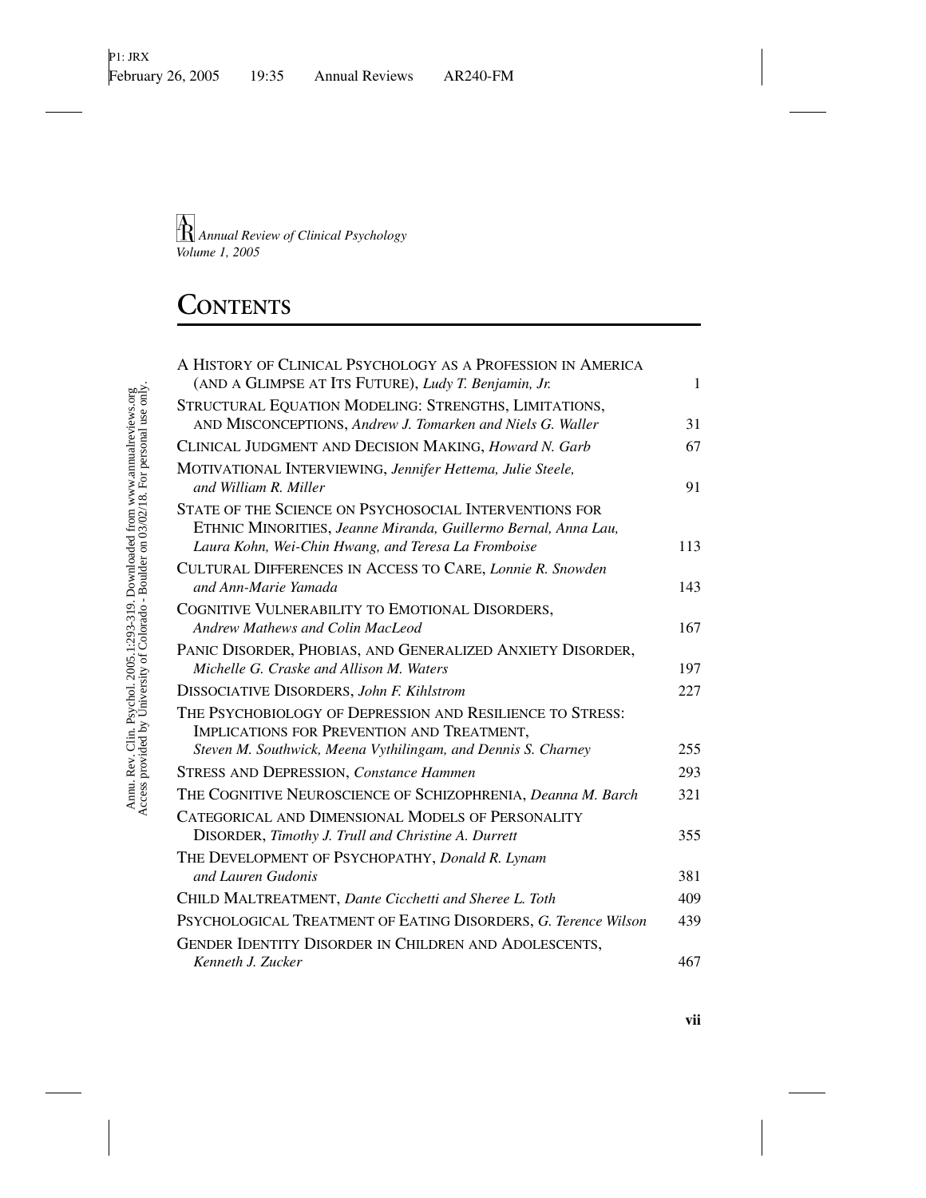*Annual Review of Clinical Psychology*
*Volume 1, 2005*

# CONTENTS

| | |
|---|---|
| A HISTORY OF CLINICAL PSYCHOLOGY AS A PROFESSION IN AMERICA (AND A GLIMPSE AT ITS FUTURE), *Ludy T. Benjamin, Jr.* | 1 |
| STRUCTURAL EQUATION MODELING: STRENGTHS, LIMITATIONS, AND MISCONCEPTIONS, *Andrew J. Tomarken and Niels G. Waller* | 31 |
| CLINICAL JUDGMENT AND DECISION MAKING, *Howard N. Garb* | 67 |
| MOTIVATIONAL INTERVIEWING, *Jennifer Hettema, Julie Steele, and William R. Miller* | 91 |
| STATE OF THE SCIENCE ON PSYCHOSOCIAL INTERVENTIONS FOR ETHNIC MINORITIES, *Jeanne Miranda, Guillermo Bernal, Anna Lau, Laura Kohn, Wei-Chin Hwang, and Teresa La Fromboise* | 113 |
| CULTURAL DIFFERENCES IN ACCESS TO CARE, *Lonnie R. Snowden and Ann-Marie Yamada* | 143 |
| COGNITIVE VULNERABILITY TO EMOTIONAL DISORDERS, *Andrew Mathews and Colin MacLeod* | 167 |
| PANIC DISORDER, PHOBIAS, AND GENERALIZED ANXIETY DISORDER, *Michelle G. Craske and Allison M. Waters* | 197 |
| DISSOCIATIVE DISORDERS, *John F. Kihlstrom* | 227 |
| THE PSYCHOBIOLOGY OF DEPRESSION AND RESILIENCE TO STRESS: IMPLICATIONS FOR PREVENTION AND TREATMENT, *Steven M. Southwick, Meena Vythilingam, and Dennis S. Charney* | 255 |
| STRESS AND DEPRESSION, *Constance Hammen* | 293 |
| THE COGNITIVE NEUROSCIENCE OF SCHIZOPHRENIA, *Deanna M. Barch* | 321 |
| CATEGORICAL AND DIMENSIONAL MODELS OF PERSONALITY DISORDER, *Timothy J. Trull and Christine A. Durrett* | 355 |
| THE DEVELOPMENT OF PSYCHOPATHY, *Donald R. Lynam and Lauren Gudonis* | 381 |
| CHILD MALTREATMENT, *Dante Cicchetti and Sheree L. Toth* | 409 |
| PSYCHOLOGICAL TREATMENT OF EATING DISORDERS, *G. Terence Wilson* | 439 |
| GENDER IDENTITY DISORDER IN CHILDREN AND ADOLESCENTS, *Kenneth J. Zucker* | 467 |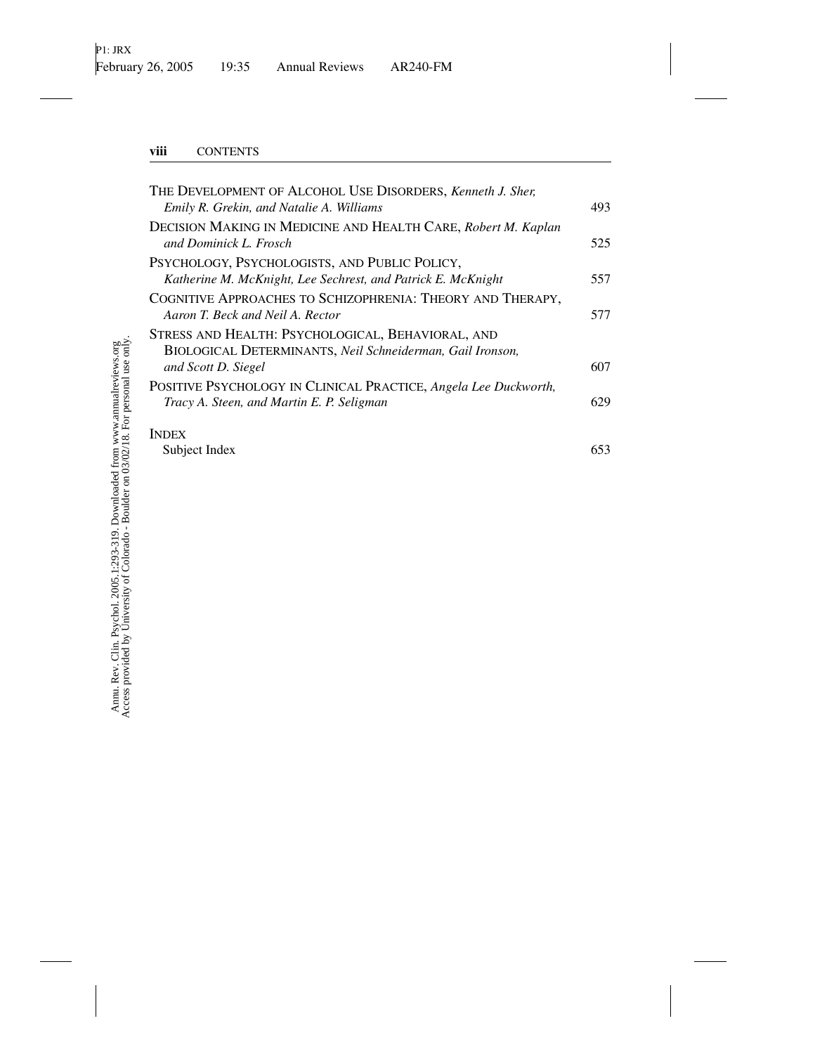The Development of Alcohol Use Disorders, *Kenneth J. Sher, Emily R. Grekin, and Natalie A. Williams* 493

Decision Making in Medicine and Health Care, *Robert M. Kaplan and Dominick L. Frosch* 525

Psychology, Psychologists, and Public Policy, *Katherine M. McKnight, Lee Sechrest, and Patrick E. McKnight* 557

Cognitive Approaches to Schizophrenia: Theory and Therapy, *Aaron T. Beck and Neil A. Rector* 577

Stress and Health: Psychological, Behavioral, and Biological Determinants, *Neil Schneiderman, Gail Ironson, and Scott D. Siegel* 607

Positive Psychology in Clinical Practice, *Angela Lee Duckworth, Tracy A. Steen, and Martin E. P. Seligman* 629

Index

Subject Index 653